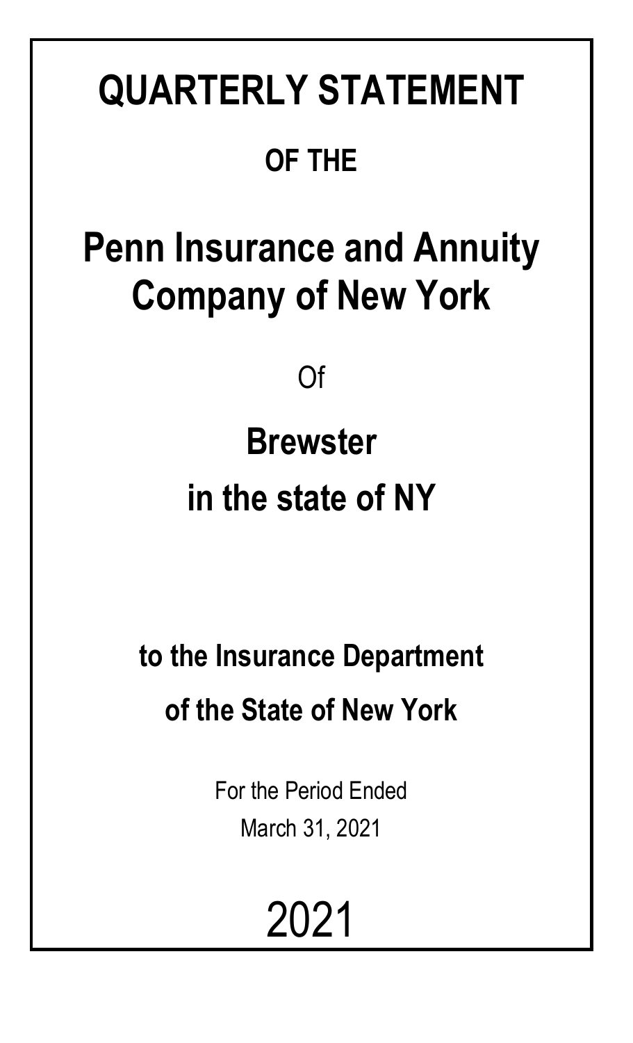# QUARTERLY STATEMENT

## OF THE

# Penn Insurance and Annuity Company of New York

Of

## Brewster

## in the state of NY

**to the Insurance Department**

**of the State of New York**

For the Period Ended

March 31, 2021

2021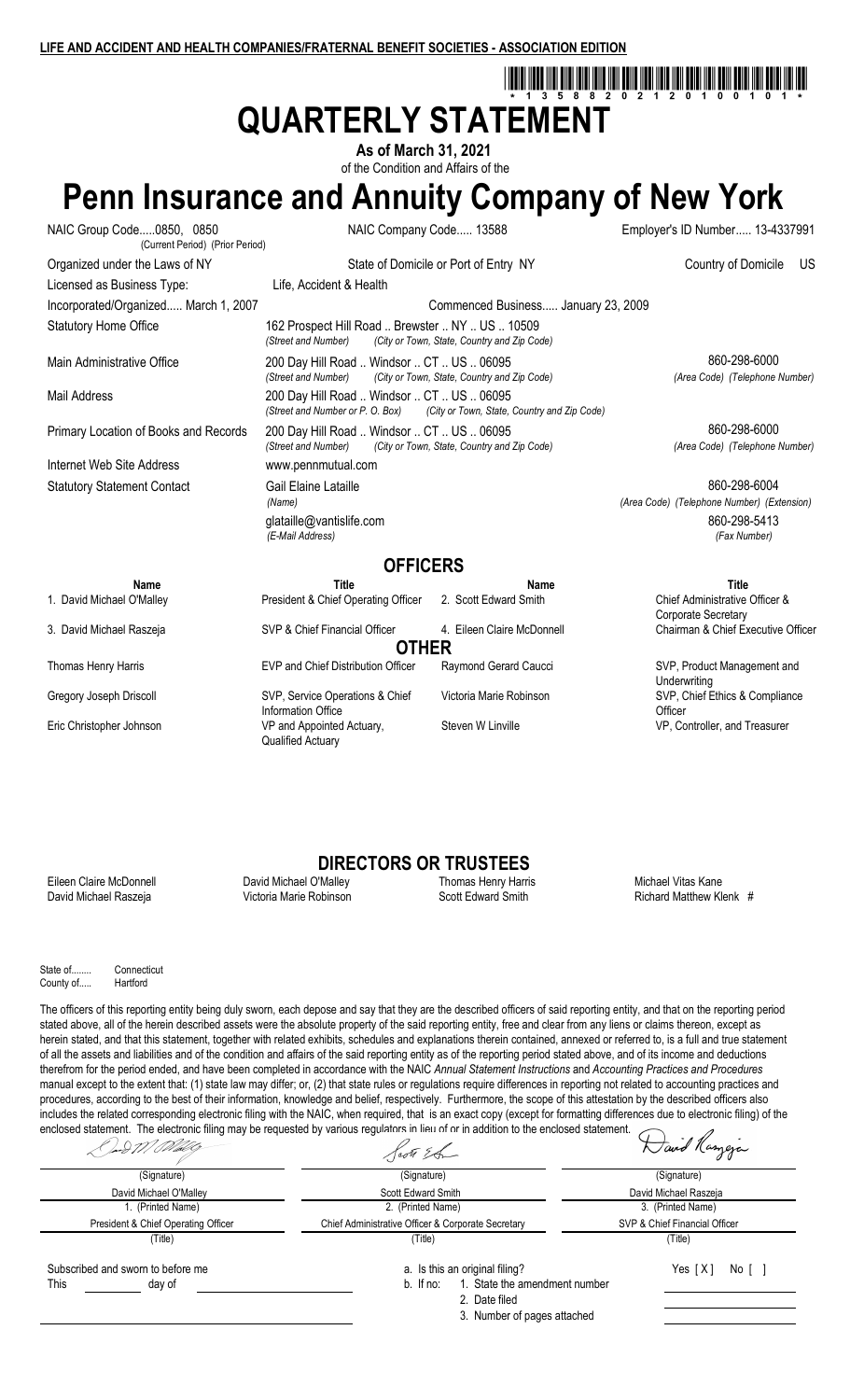LIFE AND ACCIDENT AND HEALTH COMPANIES/FRATERNAL BENEFIT SOCIETIES - ASSOCIATION EDITION

\* 1 3 5 8 8 2 0 2 1 2 0 1 0 0 1 0 1 \*

# QUARTERLY STATEMENT

**As of March 31, 2021**

of the Condition and Affairs of the

# Penn Insurance and Annuity Company of New York

| | | |
|---|---|---|
| NAIC Group Code.....0850, 0850 (Current Period) (Prior Period) | NAIC Company Code..... 13588 | Employer's ID Number..... 13-4337991 |
| Organized under the Laws of NY | State of Domicile or Port of Entry NY | Country of Domicile US |
| Licensed as Business Type: | Life, Accident & Health | |
| Incorporated/Organized..... March 1, 2007 | Commenced Business..... January 23, 2009 | |
| Statutory Home Office | 162 Prospect Hill Road .. Brewster .. NY .. US .. 10509 *(Street and Number) (City or Town, State, Country and Zip Code)* | |
| Main Administrative Office | 200 Day Hill Road .. Windsor .. CT .. US .. 06095 *(Street and Number) (City or Town, State, Country and Zip Code)* | 860-298-6000 *(Area Code) (Telephone Number)* |
| Mail Address | 200 Day Hill Road .. Windsor .. CT .. US .. 06095 *(Street and Number or P. O. Box) (City or Town, State, Country and Zip Code)* | |
| Primary Location of Books and Records | 200 Day Hill Road .. Windsor .. CT .. US .. 06095 *(Street and Number) (City or Town, State, Country and Zip Code)* | 860-298-6000 *(Area Code) (Telephone Number)* |
| Internet Web Site Address | www.pennmutual.com | |
| Statutory Statement Contact | Gail Elaine Lataille *(Name)* | 860-298-6004 *(Area Code) (Telephone Number) (Extension)* |
| | glataille@vantislife.com *(E-Mail Address)* | 860-298-5413 *(Fax Number)* |

## OFFICERS

| Name | Title | Name | Title |
|---|---|---|---|
| 1. David Michael O'Malley | President & Chief Operating Officer | 2. Scott Edward Smith | Chief Administrative Officer & Corporate Secretary |
| 3. David Michael Raszeja | SVP & Chief Financial Officer | 4. Eileen Claire McDonnell | Chairman & Chief Executive Officer |

**OTHER**

| | | | |
|---|---|---|---|
| Thomas Henry Harris | EVP and Chief Distribution Officer | Raymond Gerard Caucci | SVP, Product Management and Underwriting |
| Gregory Joseph Driscoll | SVP, Service Operations & Chief Information Office | Victoria Marie Robinson | SVP, Chief Ethics & Compliance Officer |
| Eric Christopher Johnson | VP and Appointed Actuary, Qualified Actuary | Steven W Linville | VP, Controller, and Treasurer |

## DIRECTORS OR TRUSTEES

| | | | |
|---|---|---|---|
| Eileen Claire McDonnell | David Michael O'Malley | Thomas Henry Harris | Michael Vitas Kane |
| David Michael Raszeja | Victoria Marie Robinson | Scott Edward Smith | Richard Matthew Klenk # |

State of........ Connecticut
County of..... Hartford

The officers of this reporting entity being duly sworn, each depose and say that they are the described officers of said reporting entity, and that on the reporting period stated above, all of the herein described assets were the absolute property of the said reporting entity, free and clear from any liens or claims thereon, except as herein stated, and that this statement, together with related exhibits, schedules and explanations therein contained, annexed or referred to, is a full and true statement of all the assets and liabilities and of the condition and affairs of the said reporting entity as of the reporting period stated above, and of its income and deductions therefrom for the period ended, and have been completed in accordance with the NAIC *Annual Statement Instructions* and *Accounting Practices and Procedures* manual except to the extent that: (1) state law may differ; or, (2) that state rules or regulations require differences in reporting not related to accounting practices and procedures, according to the best of their information, knowledge and belief, respectively. Furthermore, the scope of this attestation by the described officers also includes the related corresponding electronic filing with the NAIC, when required, that is an exact copy (except for formatting differences due to electronic filing) of the enclosed statement. The electronic filing may be requested by various regulators in lieu of or in addition to the enclosed statement.

| (Signature) | (Signature) | (Signature) |
|---|---|---|
| David Michael O'Malley | Scott Edward Smith | David Michael Raszeja |
| 1. (Printed Name) | 2. (Printed Name) | 3. (Printed Name) |
| President & Chief Operating Officer | Chief Administrative Officer & Corporate Secretary | SVP & Chief Financial Officer |
| (Title) | (Title) | (Title) |

Subscribed and sworn to before me
This ________ day of ________

a. Is this an original filing? Yes [ X ] No [ ]
b. If no: 1. State the amendment number
2. Date filed
3. Number of pages attached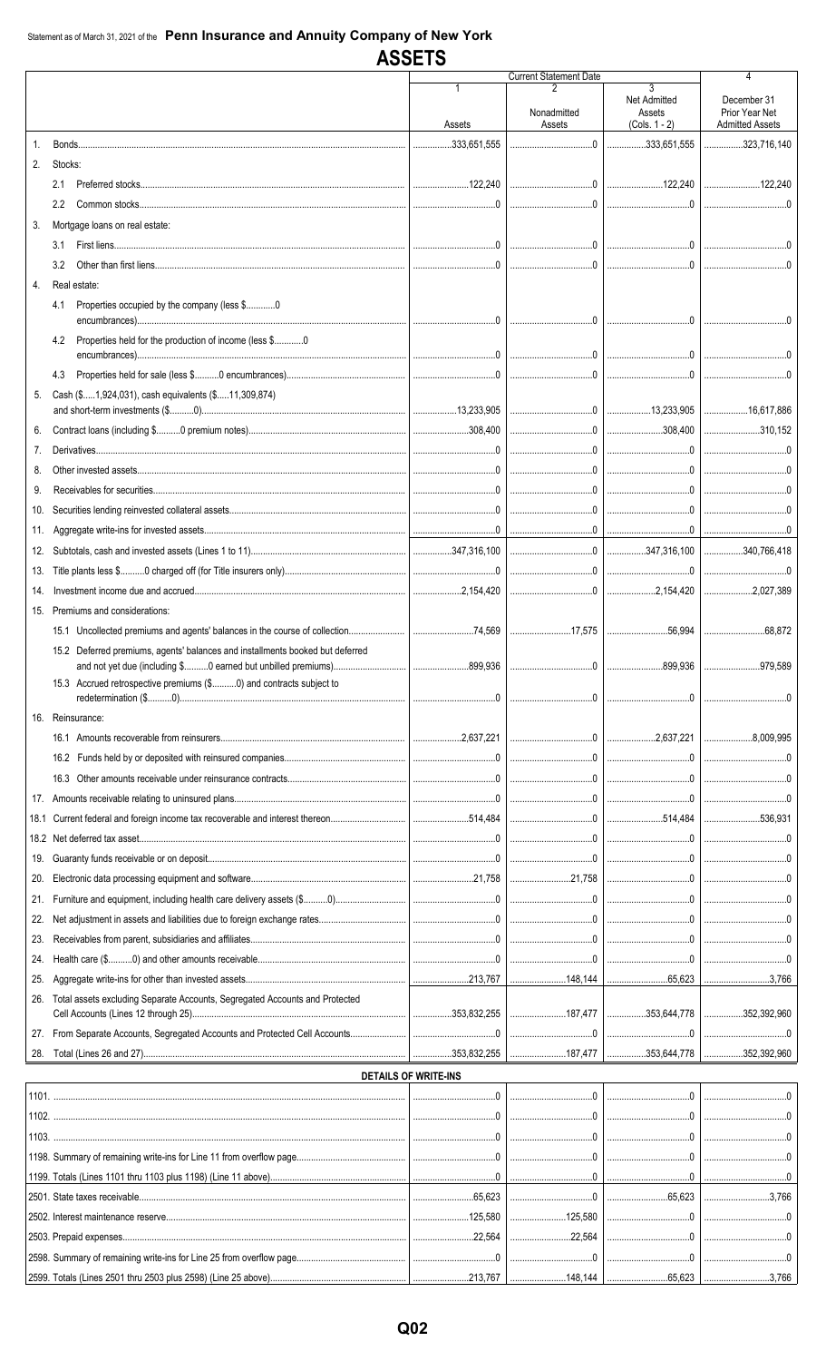Statement as of March 31, 2021 of the **Penn Insurance and Annuity Company of New York**

# ASSETS

| | Current Statement Date | | | 4 |
|---|---|---|---|---|
| | 1<br>Assets | 2<br>Nonadmitted Assets | 3<br>Net Admitted Assets (Cols. 1 - 2) | December 31 Prior Year Net Admitted Assets |
| 1. Bonds | 333,651,555 | 0 | 333,651,555 | 323,716,140 |
| 2. Stocks: | | | | |
| 2.1 Preferred stocks | 122,240 | 0 | 122,240 | 122,240 |
| 2.2 Common stocks | 0 | 0 | 0 | 0 |
| 3. Mortgage loans on real estate: | | | | |
| 3.1 First liens | 0 | 0 | 0 | 0 |
| 3.2 Other than first liens | 0 | 0 | 0 | 0 |
| 4. Real estate: | | | | |
| 4.1 Properties occupied by the company (less $..........0 encumbrances) | 0 | 0 | 0 | 0 |
| 4.2 Properties held for the production of income (less $..........0 encumbrances) | 0 | 0 | 0 | 0 |
| 4.3 Properties held for sale (less $..........0 encumbrances) | 0 | 0 | 0 | 0 |
| 5. Cash ($.....1,924,031), cash equivalents ($.....11,309,874) and short-term investments ($..........0) | 13,233,905 | 0 | 13,233,905 | 16,617,886 |
| 6. Contract loans (including $..........0 premium notes) | 308,400 | 0 | 308,400 | 310,152 |
| 7. Derivatives | 0 | 0 | 0 | 0 |
| 8. Other invested assets | 0 | 0 | 0 | 0 |
| 9. Receivables for securities | 0 | 0 | 0 | 0 |
| 10. Securities lending reinvested collateral assets | 0 | 0 | 0 | 0 |
| 11. Aggregate write-ins for invested assets | 0 | 0 | 0 | 0 |
| 12. Subtotals, cash and invested assets (Lines 1 to 11) | 347,316,100 | 0 | 347,316,100 | 340,766,418 |
| 13. Title plants less $..........0 charged off (for Title insurers only) | 0 | 0 | 0 | 0 |
| 14. Investment income due and accrued | 2,154,420 | 0 | 2,154,420 | 2,027,389 |
| 15. Premiums and considerations: | | | | |
| 15.1 Uncollected premiums and agents' balances in the course of collection | 74,569 | 17,575 | 56,994 | 68,872 |
| 15.2 Deferred premiums, agents' balances and installments booked but deferred and not yet due (including $..........0 earned but unbilled premiums) | 899,936 | 0 | 899,936 | 979,589 |
| 15.3 Accrued retrospective premiums ($..........0) and contracts subject to redetermination ($..........0) | 0 | 0 | 0 | 0 |
| 16. Reinsurance: | | | | |
| 16.1 Amounts recoverable from reinsurers | 2,637,221 | 0 | 2,637,221 | 8,009,995 |
| 16.2 Funds held by or deposited with reinsured companies | 0 | 0 | 0 | 0 |
| 16.3 Other amounts receivable under reinsurance contracts | 0 | 0 | 0 | 0 |
| 17. Amounts receivable relating to uninsured plans | 0 | 0 | 0 | 0 |
| 18.1 Current federal and foreign income tax recoverable and interest thereon | 514,484 | 0 | 514,484 | 536,931 |
| 18.2 Net deferred tax asset | 0 | 0 | 0 | 0 |
| 19. Guaranty funds receivable or on deposit | 0 | 0 | 0 | 0 |
| 20. Electronic data processing equipment and software | 21,758 | 21,758 | 0 | 0 |
| 21. Furniture and equipment, including health care delivery assets ($..........0) | 0 | 0 | 0 | 0 |
| 22. Net adjustment in assets and liabilities due to foreign exchange rates | 0 | 0 | 0 | 0 |
| 23. Receivables from parent, subsidiaries and affiliates | 0 | 0 | 0 | 0 |
| 24. Health care ($..........0) and other amounts receivable | 0 | 0 | 0 | 0 |
| 25. Aggregate write-ins for other than invested assets | 213,767 | 148,144 | 65,623 | 3,766 |
| 26. Total assets excluding Separate Accounts, Segregated Accounts and Protected Cell Accounts (Lines 12 through 25) | 353,832,255 | 187,477 | 353,644,778 | 352,392,960 |
| 27. From Separate Accounts, Segregated Accounts and Protected Cell Accounts | 0 | 0 | 0 | 0 |
| 28. Total (Lines 26 and 27) | 353,832,255 | 187,477 | 353,644,778 | 352,392,960 |
| **DETAILS OF WRITE-INS** | | | | |
| 1101. | 0 | 0 | 0 | 0 |
| 1102. | 0 | 0 | 0 | 0 |
| 1103. | 0 | 0 | 0 | 0 |
| 1198. Summary of remaining write-ins for Line 11 from overflow page | 0 | 0 | 0 | 0 |
| 1199. Totals (Lines 1101 thru 1103 plus 1198) (Line 11 above) | 0 | 0 | 0 | 0 |
| 2501. State taxes receivable | 65,623 | 0 | 65,623 | 3,766 |
| 2502. Interest maintenance reserve | 125,580 | 125,580 | 0 | 0 |
| 2503. Prepaid expenses | 22,564 | 22,564 | 0 | 0 |
| 2598. Summary of remaining write-ins for Line 25 from overflow page | 0 | 0 | 0 | 0 |
| 2599. Totals (Lines 2501 thru 2503 plus 2598) (Line 25 above) | 213,767 | 148,144 | 65,623 | 3,766 |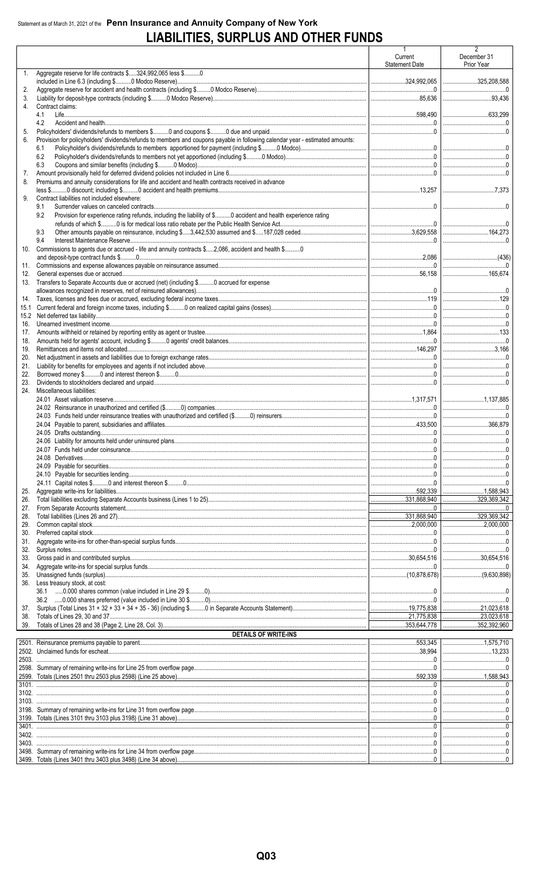Statement as of March 31, 2021 of the **Penn Insurance and Annuity Company of New York**

# LIABILITIES, SURPLUS AND OTHER FUNDS

| | | 1<br>Current<br>Statement Date | 2<br>December 31<br>Prior Year |
|---|---|---|---|
| 1. | Aggregate reserve for life contracts $.....324,992,065 less $..........0 included in Line 6.3 (including $..........0 Modco Reserve) | 324,992,065 | 325,208,588 |
| 2. | Aggregate reserve for accident and health contracts (including $..........0 Modco Reserve) | 0 | 0 |
| 3. | Liability for deposit-type contracts (including $..........0 Modco Reserve) | 85,636 | 93,436 |
| 4. | Contract claims: | | |
| | 4.1 Life | 598,490 | 633,299 |
| | 4.2 Accident and health | 0 | 0 |
| 5. | Policyholders' dividends/refunds to members $..........0 and coupons $..........0 due and unpaid | 0 | 0 |
| 6. | Provision for policyholders' dividends/refunds to members and coupons payable in following calendar year - estimated amounts: | | |
| | 6.1 Policyholder's dividends/refunds to members apportioned for payment (including $..........0 Modco) | 0 | 0 |
| | 6.2 Policyholder's dividends/refunds to members not yet apportioned (including $..........0 Modco) | 0 | 0 |
| | 6.3 Coupons and similar benefits (including $..........0 Modco) | 0 | 0 |
| 7. | Amount provisionally held for deferred dividend policies not included in Line 6 | 0 | 0 |
| 8. | Premiums and annuity considerations for life and accident and health contracts received in advance less $..........0 discount; including $..........0 accident and health premiums | 13,257 | 7,373 |
| 9. | Contract liabilities not included elsewhere: | | |
| | 9.1 Surrender values on canceled contracts | 0 | 0 |
| | 9.2 Provision for experience rating refunds, including the liability of $..........0 accident and health experience rating refunds of which $..........0 is for medical loss ratio rebate per the Public Health Service Act | 0 | 0 |
| | 9.3 Other amounts payable on reinsurance, including $.....3,442,530 assumed and $.....187,028 ceded | 3,629,558 | 164,273 |
| | 9.4 Interest Maintenance Reserve | 0 | 0 |
| 10. | Commissions to agents due or accrued - life and annuity contracts $.....2,086, accident and health $..........0 and deposit-type contract funds $..........0 | 2,086 | (436) |
| 11. | Commissions and expense allowances payable on reinsurance assumed | 0 | 0 |
| 12. | General expenses due or accrued | 56,158 | 165,674 |
| 13. | Transfers to Separate Accounts due or accrued (net) (including $..........0 accrued for expense allowances recognized in reserves, net of reinsured allowances) | 0 | 0 |
| 14. | Taxes, licenses and fees due or accrued, excluding federal income taxes | 119 | 129 |
| 15.1 | Current federal and foreign income taxes, including $..........0 on realized capital gains (losses) | 0 | 0 |
| 15.2 | Net deferred tax liability | 0 | 0 |
| 16. | Unearned investment income | 0 | 0 |
| 17. | Amounts withheld or retained by reporting entity as agent or trustee | 1,864 | 133 |
| 18. | Amounts held for agents' account, including $..........0 agents' credit balances | 0 | 0 |
| 19. | Remittances and items not allocated | 146,297 | 3,166 |
| 20. | Net adjustment in assets and liabilities due to foreign exchange rates | 0 | 0 |
| 21. | Liability for benefits for employees and agents if not included above | 0 | 0 |
| 22. | Borrowed money $..........0 and interest thereon $..........0 | 0 | 0 |
| 23. | Dividends to stockholders declared and unpaid | 0 | 0 |
| 24. | Miscellaneous liabilities: | | |
| | 24.01 Asset valuation reserve | 1,317,571 | 1,137,885 |
| | 24.02 Reinsurance in unauthorized and certified ($..........0) companies | 0 | 0 |
| | 24.03 Funds held under reinsurance treaties with unauthorized and certified ($..........0) reinsurers | 0 | 0 |
| | 24.04 Payable to parent, subsidiaries and affiliates | 433,500 | 366,879 |
| | 24.05 Drafts outstanding | 0 | 0 |
| | 24.06 Liability for amounts held under uninsured plans | 0 | 0 |
| | 24.07 Funds held under coinsurance | 0 | 0 |
| | 24.08 Derivatives | 0 | 0 |
| | 24.09 Payable for securities | 0 | 0 |
| | 24.10 Payable for securities lending | 0 | 0 |
| | 24.11 Capital notes $..........0 and interest thereon $..........0 | 0 | 0 |
| 25. | Aggregate write-ins for liabilities | 592,339 | 1,588,943 |
| 26. | Total liabilities excluding Separate Accounts business (Lines 1 to 25) | 331,868,940 | 329,369,342 |
| 27. | From Separate Accounts statement | 0 | 0 |
| 28. | Total liabilities (Lines 26 and 27) | 331,868,940 | 329,369,342 |
| 29. | Common capital stock | 2,000,000 | 2,000,000 |
| 30. | Preferred capital stock | 0 | 0 |
| 31. | Aggregate write-ins for other-than-special surplus funds | 0 | 0 |
| 32. | Surplus notes | 0 | 0 |
| 33. | Gross paid in and contributed surplus | 30,654,516 | 30,654,516 |
| 34. | Aggregate write-ins for special surplus funds | 0 | 0 |
| 35. | Unassigned funds (surplus) | (10,878,678) | (9,630,898) |
| 36. | Less treasury stock, at cost: | | |
| | 36.1 .....0.000 shares common (value included in Line 29 $..........0) | 0 | 0 |
| | 36.2 .....0.000 shares preferred (value included in Line 30 $..........0) | 0 | 0 |
| 37. | Surplus (Total Lines 31 + 32 + 33 + 34 + 35 - 36) (including $..........0 in Separate Accounts Statement) | 19,775,838 | 21,023,618 |
| 38. | Totals of Lines 29, 30 and 37 | 21,775,838 | 23,023,618 |
| 39. | Totals of Lines 28 and 38 (Page 2, Line 28, Col. 3) | 353,644,778 | 352,392,960 |
| | **DETAILS OF WRITE-INS** | | |
| 2501. | Reinsurance premiums payable to parent | 553,345 | 1,575,710 |
| 2502. | Unclaimed funds for escheat | 38,994 | 13,233 |
| 2503. | | 0 | 0 |
| 2598. | Summary of remaining write-ins for Line 25 from overflow page | 0 | 0 |
| 2599. | Totals (Lines 2501 thru 2503 plus 2598) (Line 25 above) | 592,339 | 1,588,943 |
| 3101. | | 0 | 0 |
| 3102. | | 0 | 0 |
| 3103. | | 0 | 0 |
| 3198. | Summary of remaining write-ins for Line 31 from overflow page | 0 | 0 |
| 3199. | Totals (Lines 3101 thru 3103 plus 3198) (Line 31 above) | 0 | 0 |
| 3401. | | 0 | 0 |
| 3402. | | 0 | 0 |
| 3403. | | 0 | 0 |
| 3498. | Summary of remaining write-ins for Line 34 from overflow page | 0 | 0 |
| 3499. | Totals (Lines 3401 thru 3403 plus 3498) (Line 34 above) | 0 | 0 |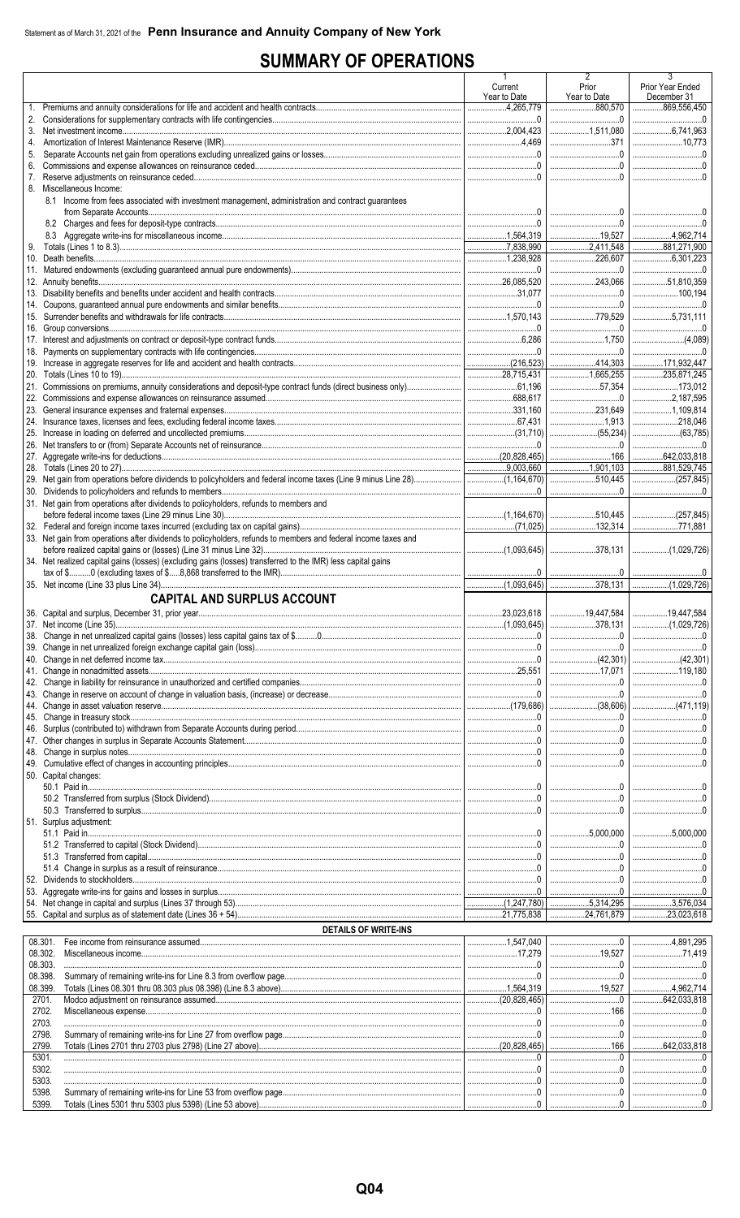Statement as of March 31, 2021 of the **Penn Insurance and Annuity Company of New York**

# SUMMARY OF OPERATIONS

| | 1<br>Current<br>Year to Date | 2<br>Prior<br>Year to Date | 3<br>Prior Year Ended<br>December 31 |
|---|---|---|---|
| 1. Premiums and annuity considerations for life and accident and health contracts | 4,265,779 | 880,570 | 869,556,450 |
| 2. Considerations for supplementary contracts with life contingencies | 0 | 0 | 0 |
| 3. Net investment income | 2,004,423 | 1,511,080 | 6,741,963 |
| 4. Amortization of Interest Maintenance Reserve (IMR) | 4,469 | 371 | 10,773 |
| 5. Separate Accounts net gain from operations excluding unrealized gains or losses | 0 | 0 | 0 |
| 6. Commissions and expense allowances on reinsurance ceded | 0 | 0 | 0 |
| 7. Reserve adjustments on reinsurance ceded | 0 | 0 | 0 |
| 8. Miscellaneous Income: | | | |
| 8.1 Income from fees associated with investment management, administration and contract guarantees from Separate Accounts | 0 | 0 | 0 |
| 8.2 Charges and fees for deposit-type contracts | 0 | 0 | 0 |
| 8.3 Aggregate write-ins for miscellaneous income | 1,564,319 | 19,527 | 4,962,714 |
| 9. Totals (Lines 1 to 8.3) | 7,838,990 | 2,411,548 | 881,271,900 |
| 10. Death benefits | 1,238,928 | 226,607 | 6,301,223 |
| 11. Matured endowments (excluding guaranteed annual pure endowments) | 0 | 0 | 0 |
| 12. Annuity benefits | 26,085,520 | 243,066 | 51,810,359 |
| 13. Disability benefits and benefits under accident and health contracts | 31,077 | 0 | 100,194 |
| 14. Coupons, guaranteed annual pure endowments and similar benefits | 0 | 0 | 0 |
| 15. Surrender benefits and withdrawals for life contracts | 1,570,143 | 779,529 | 5,731,111 |
| 16. Group conversions | 0 | 0 | 0 |
| 17. Interest and adjustments on contract or deposit-type contract funds | 6,286 | 1,750 | (4,089) |
| 18. Payments on supplementary contracts with life contingencies | 0 | 0 | 0 |
| 19. Increase in aggregate reserves for life and accident and health contracts | (216,523) | 414,303 | 171,932,447 |
| 20. Totals (Lines 10 to 19) | 28,715,431 | 1,665,255 | 235,871,245 |
| 21. Commissions on premiums, annuity considerations and deposit-type contract funds (direct business only) | 61,196 | 57,354 | 173,012 |
| 22. Commissions and expense allowances on reinsurance assumed | 688,617 | 0 | 2,187,595 |
| 23. General insurance expenses and fraternal expenses | 331,160 | 231,649 | 1,109,814 |
| 24. Insurance taxes, licenses and fees, excluding federal income taxes | 67,431 | 1,913 | 218,046 |
| 25. Increase in loading on deferred and uncollected premiums | (31,710) | (55,234) | (63,785) |
| 26. Net transfers to or (from) Separate Accounts net of reinsurance | 0 | 0 | 0 |
| 27. Aggregate write-ins for deductions | (20,828,465) | 166 | 642,033,818 |
| 28. Totals (Lines 20 to 27) | 9,003,660 | 1,901,103 | 881,529,745 |
| 29. Net gain from operations before dividends to policyholders and federal income taxes (Line 9 minus Line 28) | (1,164,670) | 510,445 | (257,845) |
| 30. Dividends to policyholders and refunds to members | 0 | 0 | 0 |
| 31. Net gain from operations after dividends to policyholders, refunds to members and before federal income taxes (Line 29 minus Line 30) | (1,164,670) | 510,445 | (257,845) |
| 32. Federal and foreign income taxes incurred (excluding tax on capital gains) | (71,025) | 132,314 | 771,881 |
| 33. Net gain from operations after dividends to policyholders, refunds to members and federal income taxes and before realized capital gains or (losses) (Line 31 minus Line 32) | (1,093,645) | 378,131 | (1,029,726) |
| 34. Net realized capital gains (losses) (excluding gains (losses) transferred to the IMR) less capital gains tax of $..........0 (excluding taxes of $.....8,868 transferred to the IMR) | 0 | 0 | 0 |
| 35. Net income (Line 33 plus Line 34) | (1,093,645) | 378,131 | (1,029,726) |
| **CAPITAL AND SURPLUS ACCOUNT** | | | |
| 36. Capital and surplus, December 31, prior year | 23,023,618 | 19,447,584 | 19,447,584 |
| 37. Net income (Line 35) | (1,093,645) | 378,131 | (1,029,726) |
| 38. Change in net unrealized capital gains (losses) less capital gains tax of $..........0 | 0 | 0 | 0 |
| 39. Change in net unrealized foreign exchange capital gain (loss) | 0 | 0 | 0 |
| 40. Change in net deferred income tax | 0 | (42,301) | (42,301) |
| 41. Change in nonadmitted assets | 25,551 | 17,071 | 119,180 |
| 42. Change in liability for reinsurance in unauthorized and certified companies | 0 | 0 | 0 |
| 43. Change in reserve on account of change in valuation basis, (increase) or decrease | 0 | 0 | 0 |
| 44. Change in asset valuation reserve | (179,686) | (38,606) | (471,119) |
| 45. Change in treasury stock | 0 | 0 | 0 |
| 46. Surplus (contributed to) withdrawn from Separate Accounts during period | 0 | 0 | 0 |
| 47. Other changes in surplus in Separate Accounts Statement | 0 | 0 | 0 |
| 48. Change in surplus notes | 0 | 0 | 0 |
| 49. Cumulative effect of changes in accounting principles | 0 | 0 | 0 |
| 50. Capital changes: | | | |
| 50.1 Paid in | 0 | 0 | 0 |
| 50.2 Transferred from surplus (Stock Dividend) | 0 | 0 | 0 |
| 50.3 Transferred to surplus | 0 | 0 | 0 |
| 51. Surplus adjustment: | | | |
| 51.1 Paid in | 0 | 5,000,000 | 5,000,000 |
| 51.2 Transferred to capital (Stock Dividend) | 0 | 0 | 0 |
| 51.3 Transferred from capital | 0 | 0 | 0 |
| 51.4 Change in surplus as a result of reinsurance | 0 | 0 | 0 |
| 52. Dividends to stockholders | 0 | 0 | 0 |
| 53. Aggregate write-ins for gains and losses in surplus | 0 | 0 | 0 |
| 54. Net change in capital and surplus (Lines 37 through 53) | (1,247,780) | 5,314,295 | 3,576,034 |
| 55. Capital and surplus as of statement date (Lines 36 + 54) | 21,775,838 | 24,761,879 | 23,023,618 |
| **DETAILS OF WRITE-INS** | | | |
| 08.301. Fee income from reinsurance assumed | 1,547,040 | 0 | 4,891,295 |
| 08.302. Miscellaneous income | 17,279 | 19,527 | 71,419 |
| 08.303. | 0 | 0 | 0 |
| 08.398. Summary of remaining write-ins for Line 8.3 from overflow page | 0 | 0 | 0 |
| 08.399. Totals (Lines 08.301 thru 08.303 plus 08.398) (Line 8.3 above) | 1,564,319 | 19,527 | 4,962,714 |
| 2701. Modco adjustment on reinsurance assumed | (20,828,465) | 0 | 642,033,818 |
| 2702. Miscellaneous expense | 0 | 166 | 0 |
| 2703. | 0 | 0 | 0 |
| 2798. Summary of remaining write-ins for Line 27 from overflow page | 0 | 0 | 0 |
| 2799. Totals (Lines 2701 thru 2703 plus 2798) (Line 27 above) | (20,828,465) | 166 | 642,033,818 |
| 5301. | 0 | 0 | 0 |
| 5302. | 0 | 0 | 0 |
| 5303. | 0 | 0 | 0 |
| 5398. Summary of remaining write-ins for Line 53 from overflow page | 0 | 0 | 0 |
| 5399. Totals (Lines 5301 thru 5303 plus 5398) (Line 53 above) | 0 | 0 | 0 |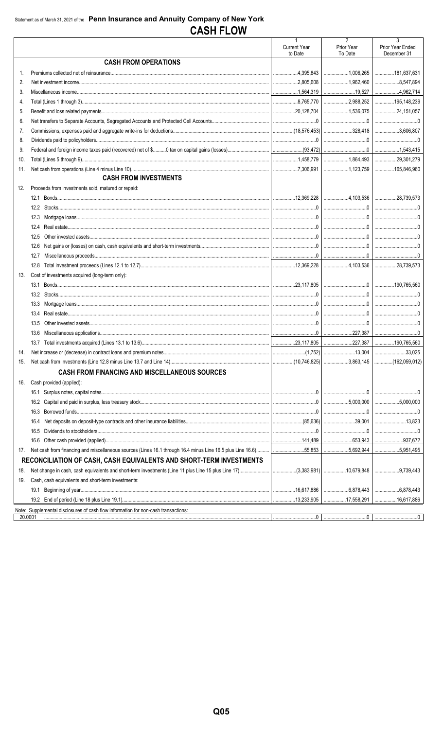Statement as of March 31, 2021 of the **Penn Insurance and Annuity Company of New York**

# CASH FLOW

| | | 1<br>Current Year to Date | 2<br>Prior Year To Date | 3<br>Prior Year Ended December 31 |
|---|---|---|---|---|
| | **CASH FROM OPERATIONS** | | | |
| 1. | Premiums collected net of reinsurance | 4,395,843 | 1,006,265 | 181,637,631 |
| 2. | Net investment income | 2,805,608 | 1,962,460 | 8,547,894 |
| 3. | Miscellaneous income | 1,564,319 | 19,527 | 4,962,714 |
| 4. | Total (Lines 1 through 3) | 8,765,770 | 2,988,252 | 195,148,239 |
| 5. | Benefit and loss related payments | 20,128,704 | 1,536,075 | 24,151,057 |
| 6. | Net transfers to Separate Accounts, Segregated Accounts and Protected Cell Accounts | 0 | 0 | 0 |
| 7. | Commissions, expenses paid and aggregate write-ins for deductions | (18,576,453) | 328,418 | 3,606,807 |
| 8. | Dividends paid to policyholders | 0 | 0 | 0 |
| 9. | Federal and foreign income taxes paid (recovered) net of $..........0 tax on capital gains (losses) | (93,472) | 0 | 1,543,415 |
| 10. | Total (Lines 5 through 9) | 1,458,779 | 1,864,493 | 29,301,279 |
| 11. | Net cash from operations (Line 4 minus Line 10) | 7,306,991 | 1,123,759 | 165,846,960 |
| | **CASH FROM INVESTMENTS** | | | |
| 12. | Proceeds from investments sold, matured or repaid: | | | |
| | 12.1 Bonds | 12,369,228 | 4,103,536 | 28,739,573 |
| | 12.2 Stocks | 0 | 0 | 0 |
| | 12.3 Mortgage loans | 0 | 0 | 0 |
| | 12.4 Real estate | 0 | 0 | 0 |
| | 12.5 Other invested assets | 0 | 0 | 0 |
| | 12.6 Net gains or (losses) on cash, cash equivalents and short-term investments | 0 | 0 | 0 |
| | 12.7 Miscellaneous proceeds | 0 | 0 | 0 |
| | 12.8 Total investment proceeds (Lines 12.1 to 12.7) | 12,369,228 | 4,103,536 | 28,739,573 |
| 13. | Cost of investments acquired (long-term only): | | | |
| | 13.1 Bonds | 23,117,805 | 0 | 190,765,560 |
| | 13.2 Stocks | 0 | 0 | 0 |
| | 13.3 Mortgage loans | 0 | 0 | 0 |
| | 13.4 Real estate | 0 | 0 | 0 |
| | 13.5 Other invested assets | 0 | 0 | 0 |
| | 13.6 Miscellaneous applications | 0 | 227,387 | 0 |
| | 13.7 Total investments acquired (Lines 13.1 to 13.6) | 23,117,805 | 227,387 | 190,765,560 |
| 14. | Net increase or (decrease) in contract loans and premium notes | (1,752) | 13,004 | 33,025 |
| 15. | Net cash from investments (Line 12.8 minus Line 13.7 and Line 14) | (10,746,825) | 3,863,145 | (162,059,012) |
| | **CASH FROM FINANCING AND MISCELLANEOUS SOURCES** | | | |
| 16. | Cash provided (applied): | | | |
| | 16.1 Surplus notes, capital notes | 0 | 0 | 0 |
| | 16.2 Capital and paid in surplus, less treasury stock | 0 | 5,000,000 | 5,000,000 |
| | 16.3 Borrowed funds | 0 | 0 | 0 |
| | 16.4 Net deposits on deposit-type contracts and other insurance liabilities | (85,636) | 39,001 | 13,823 |
| | 16.5 Dividends to stockholders | 0 | 0 | 0 |
| | 16.6 Other cash provided (applied) | 141,489 | 653,943 | 937,672 |
| 17. | Net cash from financing and miscellaneous sources (Lines 16.1 through 16.4 minus Line 16.5 plus Line 16.6) | 55,853 | 5,692,944 | 5,951,495 |
| | **RECONCILIATION OF CASH, CASH EQUIVALENTS AND SHORT-TERM INVESTMENTS** | | | |
| 18. | Net change in cash, cash equivalents and short-term investments (Line 11 plus Line 15 plus Line 17) | (3,383,981) | 10,679,848 | 9,739,443 |
| 19. | Cash, cash equivalents and short-term investments: | | | |
| | 19.1 Beginning of year | 16,617,886 | 6,878,443 | 6,878,443 |
| | 19.2 End of period (Line 18 plus Line 19.1) | 13,233,905 | 17,558,291 | 16,617,886 |

Note: Supplemental disclosures of cash flow information for non-cash transactions:

| | | | | |
|---|---|---|---|---|
| 20.0001 | | 0 | 0 | 0 |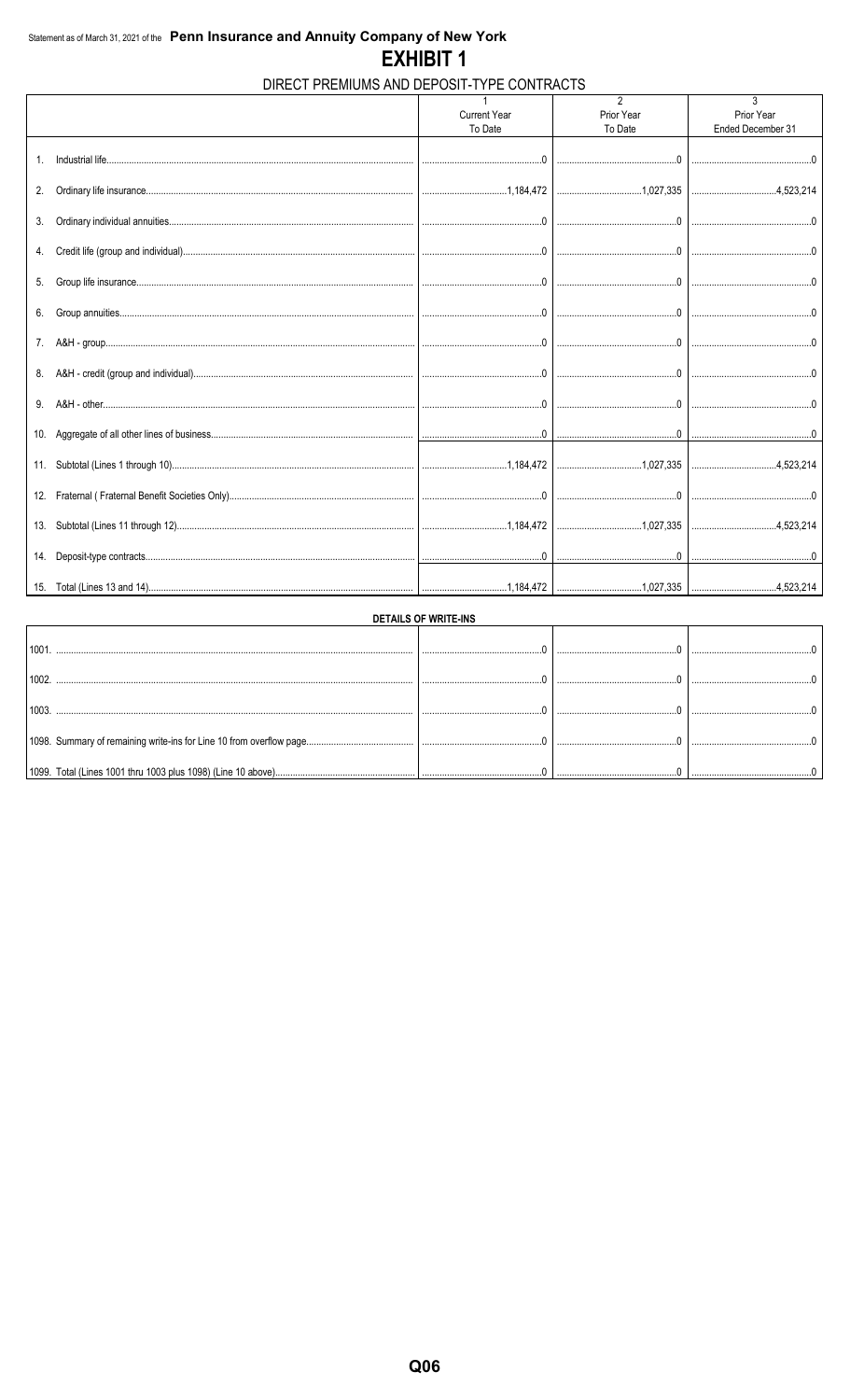Statement as of March 31, 2021 of the **Penn Insurance and Annuity Company of New York**

# EXHIBIT 1

## DIRECT PREMIUMS AND DEPOSIT-TYPE CONTRACTS

| | 1<br>Current Year<br>To Date | 2<br>Prior Year<br>To Date | 3<br>Prior Year<br>Ended December 31 |
|---|---|---|---|
| 1. Industrial life | 0 | 0 | 0 |
| 2. Ordinary life insurance | 1,184,472 | 1,027,335 | 4,523,214 |
| 3. Ordinary individual annuities | 0 | 0 | 0 |
| 4. Credit life (group and individual) | 0 | 0 | 0 |
| 5. Group life insurance | 0 | 0 | 0 |
| 6. Group annuities | 0 | 0 | 0 |
| 7. A&H - group | 0 | 0 | 0 |
| 8. A&H - credit (group and individual) | 0 | 0 | 0 |
| 9. A&H - other | 0 | 0 | 0 |
| 10. Aggregate of all other lines of business | 0 | 0 | 0 |
| 11. Subtotal (Lines 1 through 10) | 1,184,472 | 1,027,335 | 4,523,214 |
| 12. Fraternal ( Fraternal Benefit Societies Only) | 0 | 0 | 0 |
| 13. Subtotal (Lines 11 through 12) | 1,184,472 | 1,027,335 | 4,523,214 |
| 14. Deposit-type contracts | 0 | 0 | 0 |
| 15. Total (Lines 13 and 14) | 1,184,472 | 1,027,335 | 4,523,214 |

**DETAILS OF WRITE-INS**

| | | | |
|---|---|---|---|
| 1001. | 0 | 0 | 0 |
| 1002. | 0 | 0 | 0 |
| 1003. | 0 | 0 | 0 |
| 1098. Summary of remaining write-ins for Line 10 from overflow page | 0 | 0 | 0 |
| 1099. Total (Lines 1001 thru 1003 plus 1098) (Line 10 above) | 0 | 0 | 0 |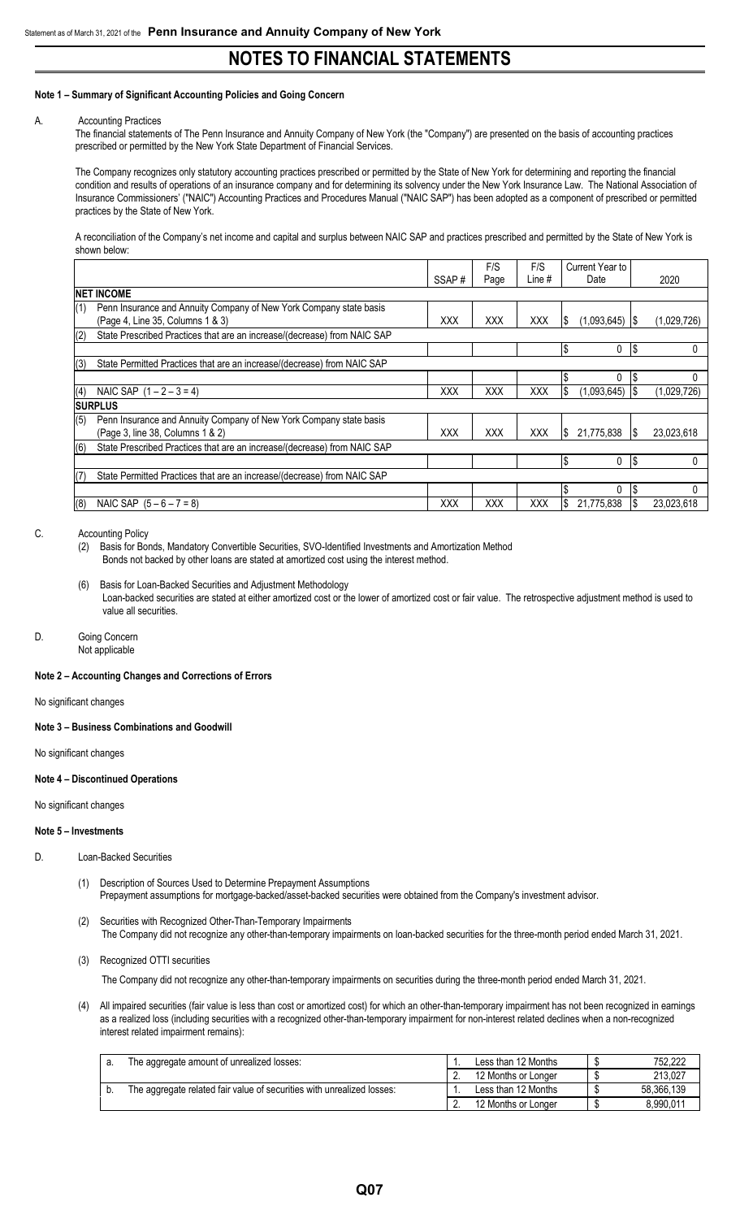# NOTES TO FINANCIAL STATEMENTS

**Note 1 – Summary of Significant Accounting Policies and Going Concern**

A. Accounting Practices

The financial statements of The Penn Insurance and Annuity Company of New York (the "Company") are presented on the basis of accounting practices prescribed or permitted by the New York State Department of Financial Services.

The Company recognizes only statutory accounting practices prescribed or permitted by the State of New York for determining and reporting the financial condition and results of operations of an insurance company and for determining its solvency under the New York Insurance Law. The National Association of Insurance Commissioners' ("NAIC") Accounting Practices and Procedures Manual ("NAIC SAP") has been adopted as a component of prescribed or permitted practices by the State of New York.

A reconciliation of the Company's net income and capital and surplus between NAIC SAP and practices prescribed and permitted by the State of New York is shown below:

| | | SSAP # | F/S Page | F/S Line # | Current Year to Date | 2020 |
|---|---|---|---|---|---|---|
| **NET INCOME** | | | | | | |
| (1) | Penn Insurance and Annuity Company of New York state basis (Page 4, Line 35, Columns 1 & 3) | XXX | XXX | XXX | $ (1,093,645) | $ (1,029,726) |
| (2) | State Prescribed Practices that are an increase/(decrease) from NAIC SAP | | | | | |
| | | | | | $ 0 | $ 0 |
| (3) | State Permitted Practices that are an increase/(decrease) from NAIC SAP | | | | | |
| | | | | | $ 0 | $ 0 |
| (4) | NAIC SAP (1 – 2 – 3 = 4) | XXX | XXX | XXX | $ (1,093,645) | $ (1,029,726) |
| **SURPLUS** | | | | | | |
| (5) | Penn Insurance and Annuity Company of New York state basis (Page 3, line 38, Columns 1 & 2) | XXX | XXX | XXX | $ 21,775,838 | $ 23,023,618 |
| (6) | State Prescribed Practices that are an increase/(decrease) from NAIC SAP | | | | | |
| | | | | | $ 0 | $ 0 |
| (7) | State Permitted Practices that are an increase/(decrease) from NAIC SAP | | | | | |
| | | | | | $ 0 | $ 0 |
| (8) | NAIC SAP (5 – 6 – 7 = 8) | XXX | XXX | XXX | $ 21,775,838 | $ 23,023,618 |

C. Accounting Policy

(2) Basis for Bonds, Mandatory Convertible Securities, SVO-Identified Investments and Amortization Method
Bonds not backed by other loans are stated at amortized cost using the interest method.

(6) Basis for Loan-Backed Securities and Adjustment Methodology
Loan-backed securities are stated at either amortized cost or the lower of amortized cost or fair value. The retrospective adjustment method is used to value all securities.

D. Going Concern
Not applicable

**Note 2 – Accounting Changes and Corrections of Errors**

No significant changes

**Note 3 – Business Combinations and Goodwill**

No significant changes

**Note 4 – Discontinued Operations**

No significant changes

**Note 5 – Investments**

D. Loan-Backed Securities

(1) Description of Sources Used to Determine Prepayment Assumptions
Prepayment assumptions for mortgage-backed/asset-backed securities were obtained from the Company's investment advisor.

(2) Securities with Recognized Other-Than-Temporary Impairments
The Company did not recognize any other-than-temporary impairments on loan-backed securities for the three-month period ended March 31, 2021.

(3) Recognized OTTI securities

The Company did not recognize any other-than-temporary impairments on securities during the three-month period ended March 31, 2021.

(4) All impaired securities (fair value is less than cost or amortized cost) for which an other-than-temporary impairment has not been recognized in earnings as a realized loss (including securities with a recognized other-than-temporary impairment for non-interest related declines when a non-recognized interest related impairment remains):

| | | | | |
|---|---|---|---|---|
| a. | The aggregate amount of unrealized losses: | 1. | Less than 12 Months | $ 752,222 |
| | | 2. | 12 Months or Longer | $ 213,027 |
| b. | The aggregate related fair value of securities with unrealized losses: | 1. | Less than 12 Months | $ 58,366,139 |
| | | 2. | 12 Months or Longer | $ 8,990,011 |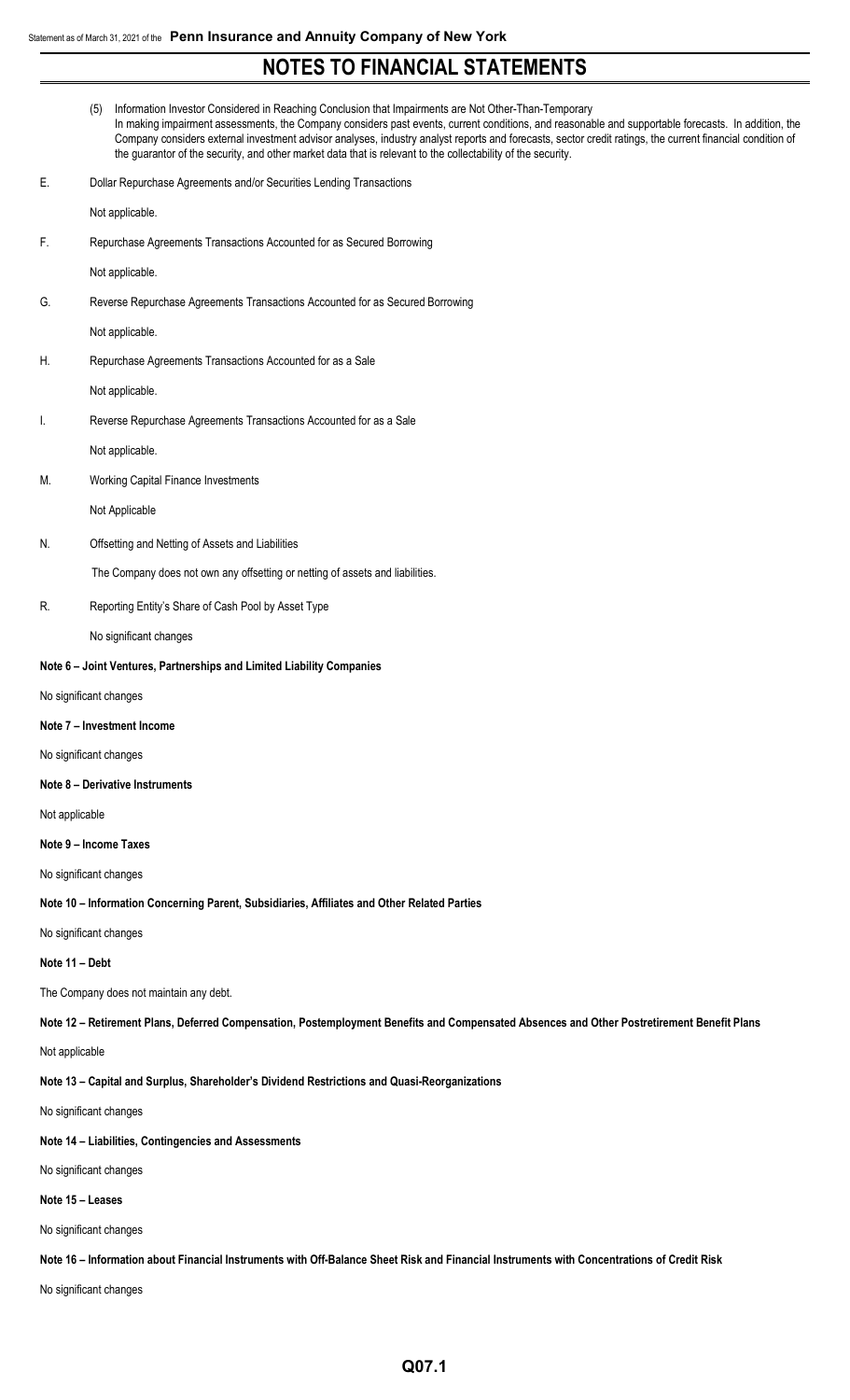# NOTES TO FINANCIAL STATEMENTS

(5) Information Investor Considered in Reaching Conclusion that Impairments are Not Other-Than-Temporary
In making impairment assessments, the Company considers past events, current conditions, and reasonable and supportable forecasts. In addition, the Company considers external investment advisor analyses, industry analyst reports and forecasts, sector credit ratings, the current financial condition of the guarantor of the security, and other market data that is relevant to the collectability of the security.

E. Dollar Repurchase Agreements and/or Securities Lending Transactions

Not applicable.

F. Repurchase Agreements Transactions Accounted for as Secured Borrowing

Not applicable.

G. Reverse Repurchase Agreements Transactions Accounted for as Secured Borrowing

Not applicable.

H. Repurchase Agreements Transactions Accounted for as a Sale

Not applicable.

I. Reverse Repurchase Agreements Transactions Accounted for as a Sale

Not applicable.

M. Working Capital Finance Investments

Not Applicable

N. Offsetting and Netting of Assets and Liabilities

The Company does not own any offsetting or netting of assets and liabilities.

R. Reporting Entity's Share of Cash Pool by Asset Type

No significant changes

**Note 6 – Joint Ventures, Partnerships and Limited Liability Companies**

No significant changes

**Note 7 – Investment Income**

No significant changes

**Note 8 – Derivative Instruments**

Not applicable

**Note 9 – Income Taxes**

No significant changes

**Note 10 – Information Concerning Parent, Subsidiaries, Affiliates and Other Related Parties**

No significant changes

**Note 11 – Debt**

The Company does not maintain any debt.

**Note 12 – Retirement Plans, Deferred Compensation, Postemployment Benefits and Compensated Absences and Other Postretirement Benefit Plans**

Not applicable

**Note 13 – Capital and Surplus, Shareholder's Dividend Restrictions and Quasi-Reorganizations**

No significant changes

**Note 14 – Liabilities, Contingencies and Assessments**

No significant changes

**Note 15 – Leases**

No significant changes

**Note 16 – Information about Financial Instruments with Off-Balance Sheet Risk and Financial Instruments with Concentrations of Credit Risk**

No significant changes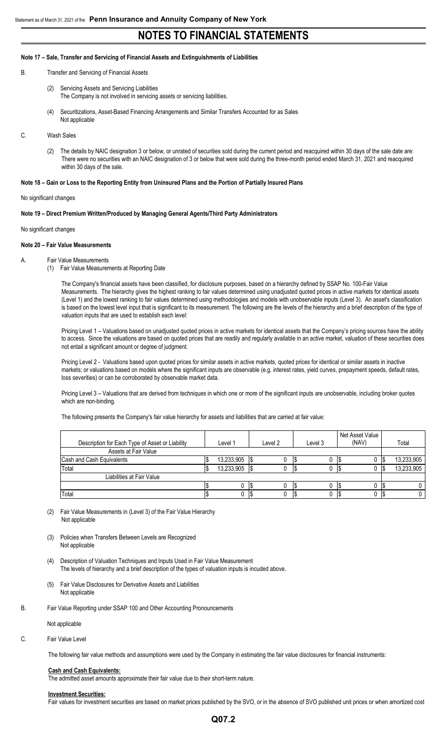# NOTES TO FINANCIAL STATEMENTS

**Note 17 – Sale, Transfer and Servicing of Financial Assets and Extinguishments of Liabilities**

B. Transfer and Servicing of Financial Assets

(2) Servicing Assets and Servicing Liabilities
The Company is not involved in servicing assets or servicing liabilities.

(4) Securitizations, Asset-Based Financing Arrangements and Similar Transfers Accounted for as Sales
Not applicable

C. Wash Sales

(2) The details by NAIC designation 3 or below, or unrated of securities sold during the current period and reacquired within 30 days of the sale date are:
There were no securities with an NAIC designation of 3 or below that were sold during the three-month period ended March 31, 2021 and reacquired within 30 days of the sale.

**Note 18 – Gain or Loss to the Reporting Entity from Uninsured Plans and the Portion of Partially Insured Plans**

No significant changes

**Note 19 – Direct Premium Written/Produced by Managing General Agents/Third Party Administrators**

No significant changes

**Note 20 – Fair Value Measurements**

A. Fair Value Measurements

(1) Fair Value Measurements at Reporting Date

The Company's financial assets have been classified, for disclosure purposes, based on a hierarchy defined by SSAP No. 100-Fair Value Measurements. The hierarchy gives the highest ranking to fair values determined using unadjusted quoted prices in active markets for identical assets (Level 1) and the lowest ranking to fair values determined using methodologies and models with unobservable inputs (Level 3). An asset's classification is based on the lowest level input that is significant to its measurement. The following are the levels of the hierarchy and a brief description of the type of valuation inputs that are used to establish each level:

Pricing Level 1 – Valuations based on unadjusted quoted prices in active markets for identical assets that the Company's pricing sources have the ability to access. Since the valuations are based on quoted prices that are readily and regularly available in an active market, valuation of these securities does not entail a significant amount or degree of judgment.

Pricing Level 2 - Valuations based upon quoted prices for similar assets in active markets, quoted prices for identical or similar assets in inactive markets; or valuations based on models where the significant inputs are observable (e.g. interest rates, yield curves, prepayment speeds, default rates, loss severities) or can be corroborated by observable market data.

Pricing Level 3 – Valuations that are derived from techniques in which one or more of the significant inputs are unobservable, including broker quotes which are non-binding.

The following presents the Company's fair value hierarchy for assets and liabilities that are carried at fair value:

| Description for Each Type of Asset or Liability | Level 1 | Level 2 | Level 3 | Net Asset Value (NAV) | Total |
|---|---|---|---|---|---|
| Assets at Fair Value | | | | | |
| Cash and Cash Equivalents | $ 13,233,905 | $ 0 | $ 0 | $ 0 | $ 13,233,905 |
| Total | $ 13,233,905 | $ 0 | $ 0 | $ 0 | $ 13,233,905 |
| Liabilities at Fair Value | | | | | |
| | $ 0 | $ 0 | $ 0 | $ 0 | $ 0 |
| Total | $ 0 | $ 0 | $ 0 | $ 0 | $ 0 |

(2) Fair Value Measurements in (Level 3) of the Fair Value Hierarchy
Not applicable

(3) Policies when Transfers Between Levels are Recognized
Not applicable

(4) Description of Valuation Techniques and Inputs Used in Fair Value Measurement
The levels of hierarchy and a brief description of the types of valuation inputs is incuded above.

(5) Fair Value Disclosures for Derivative Assets and Liabilities
Not applicable

B. Fair Value Reporting under SSAP 100 and Other Accounting Pronouncements

Not applicable

C. Fair Value Level

The following fair value methods and assumptions were used by the Company in estimating the fair value disclosures for financial instruments:

**Cash and Cash Equivalents:**
The admitted asset amounts approximate their fair value due to their short-term nature.

**Investment Securities:**
Fair values for investment securities are based on market prices published by the SVO, or in the absence of SVO published unit prices or when amortized cost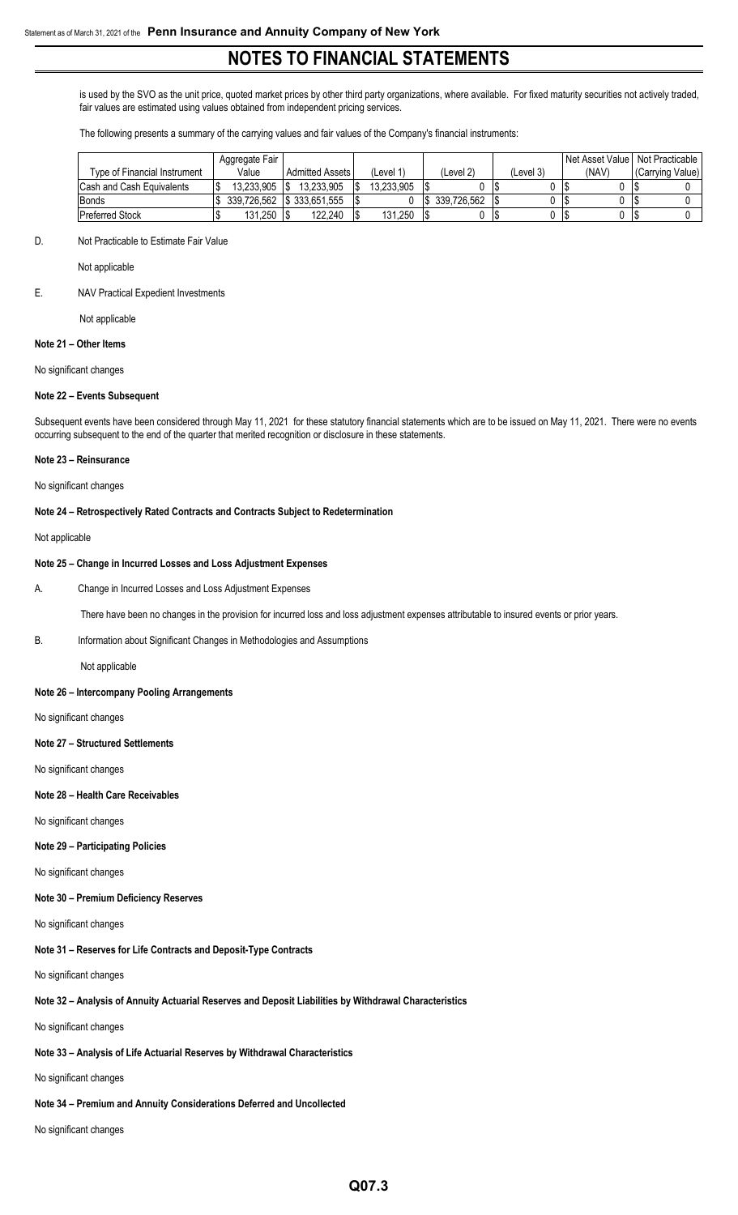is used by the SVO as the unit price, quoted market prices by other third party organizations, where available. For fixed maturity securities not actively traded, fair values are estimated using values obtained from independent pricing services.

The following presents a summary of the carrying values and fair values of the Company's financial instruments:

| Type of Financial Instrument | Aggregate Fair Value | Admitted Assets | (Level 1) | (Level 2) | (Level 3) | Net Asset Value (NAV) | Not Practicable (Carrying Value) |
|---|---|---|---|---|---|---|---|
| Cash and Cash Equivalents | $ 13,233,905 | $ 13,233,905 | $ 13,233,905 | $ 0 | $ 0 | $ 0 | $ 0 |
| Bonds | $ 339,726,562 | $ 333,651,555 | $ 0 | $ 339,726,562 | $ 0 | $ 0 | $ 0 |
| Preferred Stock | $ 131,250 | $ 122,240 | $ 131,250 | $ 0 | $ 0 | $ 0 | $ 0 |

D. Not Practicable to Estimate Fair Value

Not applicable

E. NAV Practical Expedient Investments

Not applicable

**Note 21 – Other Items**

No significant changes

**Note 22 – Events Subsequent**

Subsequent events have been considered through May 11, 2021 for these statutory financial statements which are to be issued on May 11, 2021. There were no events occurring subsequent to the end of the quarter that merited recognition or disclosure in these statements.

**Note 23 – Reinsurance**

No significant changes

**Note 24 – Retrospectively Rated Contracts and Contracts Subject to Redetermination**

Not applicable

**Note 25 – Change in Incurred Losses and Loss Adjustment Expenses**

A. Change in Incurred Losses and Loss Adjustment Expenses

There have been no changes in the provision for incurred loss and loss adjustment expenses attributable to insured events or prior years.

B. Information about Significant Changes in Methodologies and Assumptions

Not applicable

**Note 26 – Intercompany Pooling Arrangements**

No significant changes

**Note 27 – Structured Settlements**

No significant changes

**Note 28 – Health Care Receivables**

No significant changes

**Note 29 – Participating Policies**

No significant changes

**Note 30 – Premium Deficiency Reserves**

No significant changes

**Note 31 – Reserves for Life Contracts and Deposit-Type Contracts**

No significant changes

**Note 32 – Analysis of Annuity Actuarial Reserves and Deposit Liabilities by Withdrawal Characteristics**

No significant changes

**Note 33 – Analysis of Life Actuarial Reserves by Withdrawal Characteristics**

No significant changes

**Note 34 – Premium and Annuity Considerations Deferred and Uncollected**

No significant changes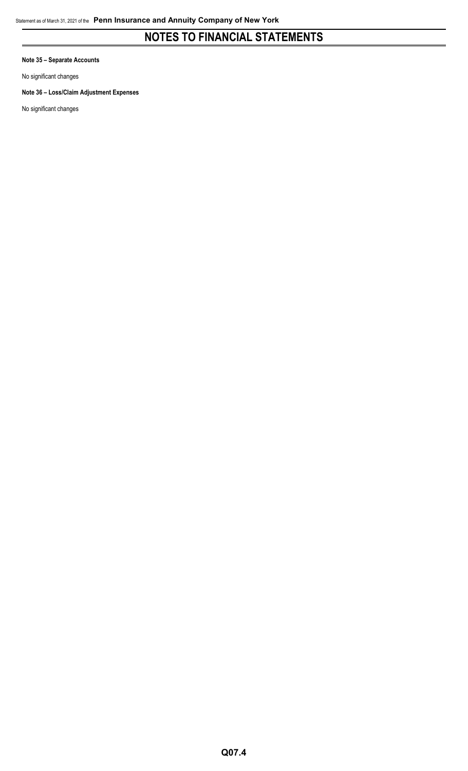# NOTES TO FINANCIAL STATEMENTS

**Note 35 – Separate Accounts**

No significant changes

**Note 36 – Loss/Claim Adjustment Expenses**

No significant changes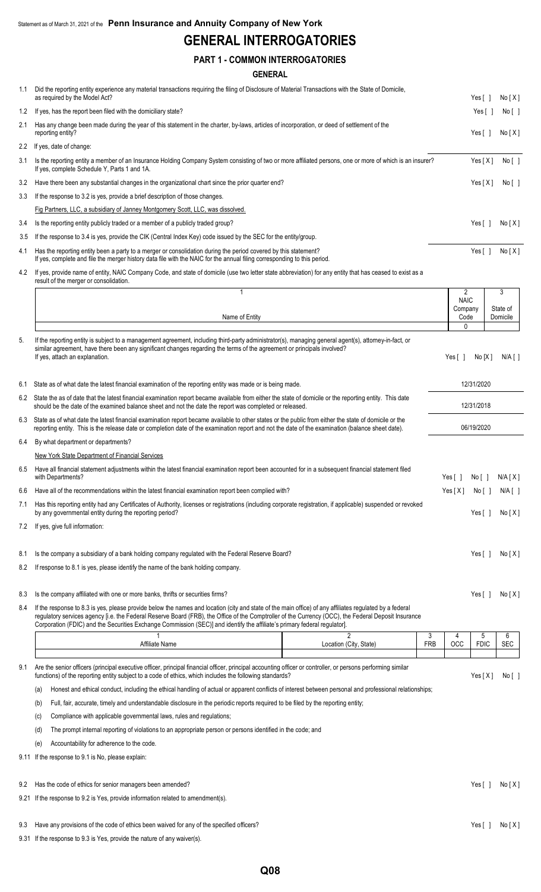Statement as of March 31, 2021 of the **Penn Insurance and Annuity Company of New York**

# GENERAL INTERROGATORIES

## PART 1 - COMMON INTERROGATORIES

### GENERAL

1.1 Did the reporting entity experience any material transactions requiring the filing of Disclosure of Material Transactions with the State of Domicile, as required by the Model Act? Yes [ ] No [X]

1.2 If yes, has the report been filed with the domiciliary state? Yes [ ] No [ ]

2.1 Has any change been made during the year of this statement in the charter, by-laws, articles of incorporation, or deed of settlement of the reporting entity? Yes [ ] No [X]

2.2 If yes, date of change:

3.1 Is the reporting entity a member of an Insurance Holding Company System consisting of two or more affiliated persons, one or more of which is an insurer? If yes, complete Schedule Y, Parts 1 and 1A. Yes [X] No [ ]

3.2 Have there been any substantial changes in the organizational chart since the prior quarter end? Yes [X] No [ ]

3.3 If the response to 3.2 is yes, provide a brief description of those changes.

Fig Partners, LLC, a subsidiary of Janney Montgomery Scott, LLC, was dissolved.

3.4 Is the reporting entity publicly traded or a member of a publicly traded group? Yes [ ] No [X]

3.5 If the response to 3.4 is yes, provide the CIK (Central Index Key) code issued by the SEC for the entity/group.

4.1 Has the reporting entity been a party to a merger or consolidation during the period covered by this statement? If yes, complete and file the merger history data file with the NAIC for the annual filing corresponding to this period. Yes [ ] No [X]

4.2 If yes, provide name of entity, NAIC Company Code, and state of domicile (use two letter state abbreviation) for any entity that has ceased to exist as a result of the merger or consolidation.

| 1<br>Name of Entity | 2<br>NAIC Company Code | 3<br>State of Domicile |
|---|---|---|
| | 0 | |

5. If the reporting entity is subject to a management agreement, including third-party administrator(s), managing general agent(s), attorney-in-fact, or similar agreement, have there been any significant changes regarding the terms of the agreement or principals involved? If yes, attach an explanation. Yes [ ] No [X] N/A [ ]

6.1 State as of what date the latest financial examination of the reporting entity was made or is being made. 12/31/2020

6.2 State the as of date that the latest financial examination report became available from either the state of domicile or the reporting entity. This date should be the date of the examined balance sheet and not the date the report was completed or released. 12/31/2018

6.3 State as of what date the latest financial examination report became available to other states or the public from either the state of domicile or the reporting entity. This is the release date or completion date of the examination report and not the date of the examination (balance sheet date). 06/19/2020

6.4 By what department or departments?

New York State Department of Financial Services

6.5 Have all financial statement adjustments within the latest financial examination report been accounted for in a subsequent financial statement filed with Departments? Yes [ ] No [ ] N/A [X]

6.6 Have all of the recommendations within the latest financial examination report been complied with? Yes [X] No [ ] N/A [ ]

7.1 Has this reporting entity had any Certificates of Authority, licenses or registrations (including corporate registration, if applicable) suspended or revoked by any governmental entity during the reporting period? Yes [ ] No [X]

7.2 If yes, give full information:

8.1 Is the company a subsidiary of a bank holding company regulated with the Federal Reserve Board? Yes [ ] No [X]

8.2 If response to 8.1 is yes, please identify the name of the bank holding company.

8.3 Is the company affiliated with one or more banks, thrifts or securities firms? Yes [ ] No [X]

8.4 If the response to 8.3 is yes, please provide below the names and location (city and state of the main office) of any affiliates regulated by a federal regulatory services agency [i.e. the Federal Reserve Board (FRB), the Office of the Comptroller of the Currency (OCC), the Federal Deposit Insurance Corporation (FDIC) and the Securities Exchange Commission (SEC)] and identify the affiliate's primary federal regulator].

| 1<br>Affiliate Name | 2<br>Location (City, State) | 3<br>FRB | 4<br>OCC | 5<br>FDIC | 6<br>SEC |
|---|---|---|---|---|---|
| | | | | | |

9.1 Are the senior officers (principal executive officer, principal financial officer, principal accounting officer or controller, or persons performing similar functions) of the reporting entity subject to a code of ethics, which includes the following standards? Yes [X] No [ ]

(a) Honest and ethical conduct, including the ethical handling of actual or apparent conflicts of interest between personal and professional relationships;

(b) Full, fair, accurate, timely and understandable disclosure in the periodic reports required to be filed by the reporting entity;

(c) Compliance with applicable governmental laws, rules and regulations;

(d) The prompt internal reporting of violations to an appropriate person or persons identified in the code; and

(e) Accountability for adherence to the code.

9.11 If the response to 9.1 is No, please explain:

9.2 Has the code of ethics for senior managers been amended? Yes [ ] No [X]

9.21 If the response to 9.2 is Yes, provide information related to amendment(s).

9.3 Have any provisions of the code of ethics been waived for any of the specified officers? Yes [ ] No [X]

9.31 If the response to 9.3 is Yes, provide the nature of any waiver(s).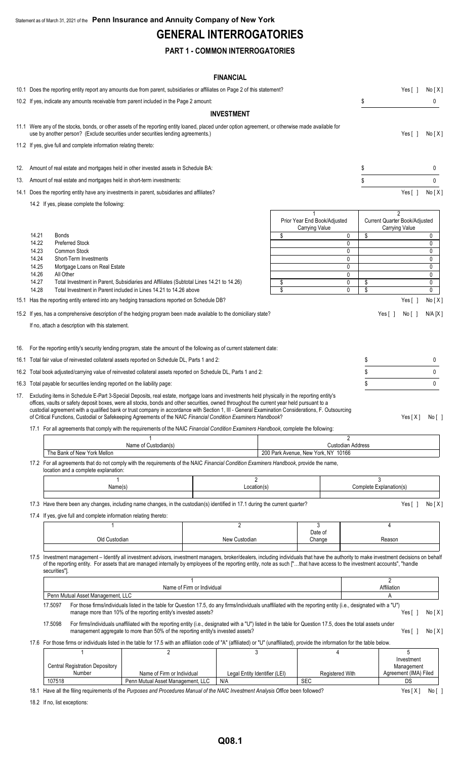Statement as of March 31, 2021 of the **Penn Insurance and Annuity Company of New York**

# GENERAL INTERROGATORIES

## PART 1 - COMMON INTERROGATORIES

### FINANCIAL

10.1 Does the reporting entity report any amounts due from parent, subsidiaries or affiliates on Page 2 of this statement? Yes [ ] No [ X ]

10.2 If yes, indicate any amounts receivable from parent included in the Page 2 amount: $ 0

### INVESTMENT

11.1 Were any of the stocks, bonds, or other assets of the reporting entity loaned, placed under option agreement, or otherwise made available for use by another person? (Exclude securities under securities lending agreements.) Yes [ ] No [ X ]

11.2 If yes, give full and complete information relating thereto:

12. Amount of real estate and mortgages held in other invested assets in Schedule BA: $ 0

13. Amount of real estate and mortgages held in short-term investments: $ 0

14.1 Does the reporting entity have any investments in parent, subsidiaries and affiliates? Yes [ ] No [ X ]

14.2 If yes, please complete the following:

| | | 1<br>Prior Year End Book/Adjusted Carrying Value | 2<br>Current Quarter Book/Adjusted Carrying Value |
|---|---|---|---|
| 14.21 | Bonds | $ 0 | $ 0 |
| 14.22 | Preferred Stock | 0 | 0 |
| 14.23 | Common Stock | 0 | 0 |
| 14.24 | Short-Term Investments | 0 | 0 |
| 14.25 | Mortgage Loans on Real Estate | 0 | 0 |
| 14.26 | All Other | 0 | 0 |
| 14.27 | Total Investment in Parent, Subsidiaries and Affiliates (Subtotal Lines 14.21 to 14.26) | $ 0 | $ 0 |
| 14.28 | Total Investment in Parent included in Lines 14.21 to 14.26 above | $ 0 | $ 0 |

15.1 Has the reporting entity entered into any hedging transactions reported on Schedule DB? Yes [ ] No [ X ]

15.2 If yes, has a comprehensive description of the hedging program been made available to the domiciliary state? Yes [ ] No [ ] N/A [ X ]

If no, attach a description with this statement.

16. For the reporting entity's security lending program, state the amount of the following as of current statement date:

16.1 Total fair value of reinvested collateral assets reported on Schedule DL, Parts 1 and 2: $ 0

16.2 Total book adjusted/carrying value of reinvested collateral assets reported on Schedule DL, Parts 1 and 2: $ 0

16.3 Total payable for securities lending reported on the liability page: $ 0

17. Excluding items in Schedule E-Part 3-Special Deposits, real estate, mortgage loans and investments held physically in the reporting entity's offices, vaults or safety deposit boxes, were all stocks, bonds and other securities, owned throughout the current year held pursuant to a custodial agreement with a qualified bank or trust company in accordance with Section 1, III - General Examination Considerations, F. Outsourcing of Critical Functions, Custodial or Safekeeping Agreements of the NAIC *Financial Condition Examiners Handbook*? Yes [ X ] No [ ]

17.1 For all agreements that comply with the requirements of the NAIC *Financial Condition Examiners Handbook*, complete the following:

| 1<br>Name of Custodian(s) | 2<br>Custodian Address |
|---|---|
| The Bank of New York Mellon | 200 Park Avenue, New York, NY 10166 |

17.2 For all agreements that do not comply with the requirements of the NAIC *Financial Condition Examiners Handbook*, provide the name, location and a complete explanation:

| 1<br>Name(s) | 2<br>Location(s) | 3<br>Complete Explanation(s) |
|---|---|---|
| | | |

17.3 Have there been any changes, including name changes, in the custodian(s) identified in 17.1 during the current quarter? Yes [ ] No [ X ]

17.4 If yes, give full and complete information relating thereto:

| 1<br>Old Custodian | 2<br>New Custodian | 3<br>Date of Change | 4<br>Reason |
|---|---|---|---|
| | | | |

17.5 Investment management – Identify all investment advisors, investment managers, broker/dealers, including individuals that have the authority to make investment decisions on behalf of the reporting entity. For assets that are managed internally by employees of the reporting entity, note as such ["…that have access to the investment accounts", "handle securities"].

| 1<br>Name of Firm or Individual | 2<br>Affiliation |
|---|---|
| Penn Mutual Asset Management, LLC | A |

17.5097 For those firms/individuals listed in the table for Question 17.5, do any firms/individuals unaffiliated with the reporting entity (i.e., designated with a "U") manage more than 10% of the reporting entity's invested assets? Yes [ ] No [ X ]

17.5098 For firms/individuals unaffiliated with the reporting entity (i.e., designated with a "U") listed in the table for Question 17.5, does the total assets under management aggregate to more than 50% of the reporting entity's invested assets? Yes [ ] No [ X ]

17.6 For those firms or individuals listed in the table for 17.5 with an affiliation code of "A" (affiliated) or "U" (unaffiliated), provide the information for the table below.

| 1<br>Central Registration Depository Number | 2<br>Name of Firm or Individual | 3<br>Legal Entity Identifier (LEI) | 4<br>Registered With | 5<br>Investment Management Agreement (IMA) Filed |
|---|---|---|---|---|
| 107518 | Penn Mutual Asset Management, LLC | N/A | SEC | DS |

18.1 Have all the filing requirements of the *Purposes and Procedures Manual of the NAIC Investment Analysis Office* been followed? Yes [ X ] No [ ]

18.2 If no, list exceptions: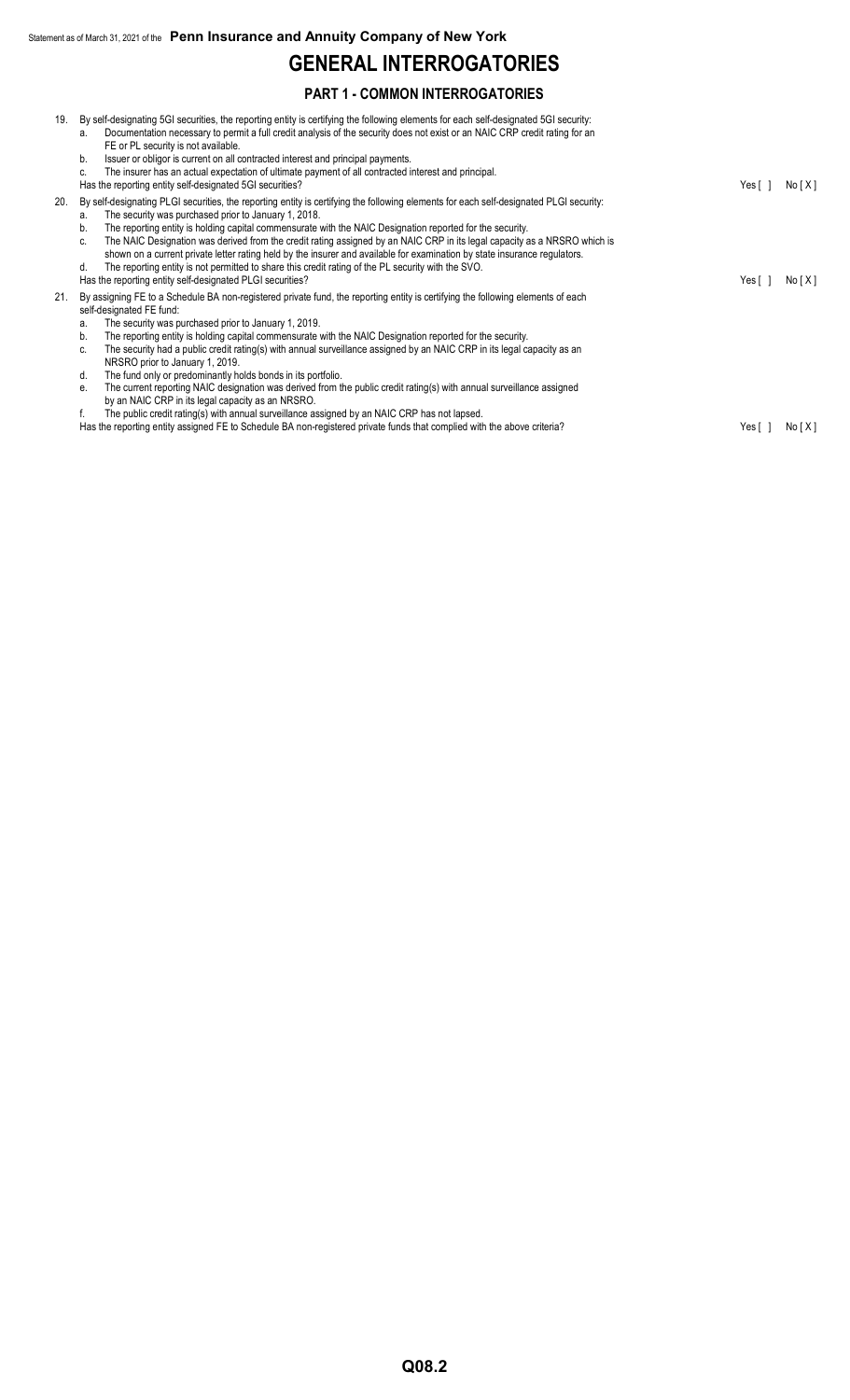Statement as of March 31, 2021 of the **Penn Insurance and Annuity Company of New York**

# GENERAL INTERROGATORIES

## PART 1 - COMMON INTERROGATORIES

19. By self-designating 5GI securities, the reporting entity is certifying the following elements for each self-designated 5GI security:
    a. Documentation necessary to permit a full credit analysis of the security does not exist or an NAIC CRP credit rating for an FE or PL security is not available.
    b. Issuer or obligor is current on all contracted interest and principal payments.
    c. The insurer has an actual expectation of ultimate payment of all contracted interest and principal.

    Has the reporting entity self-designated 5GI securities? Yes [ ] No [ X ]

20. By self-designating PLGI securities, the reporting entity is certifying the following elements for each self-designated PLGI security:
    a. The security was purchased prior to January 1, 2018.
    b. The reporting entity is holding capital commensurate with the NAIC Designation reported for the security.
    c. The NAIC Designation was derived from the credit rating assigned by an NAIC CRP in its legal capacity as a NRSRO which is shown on a current private letter rating held by the insurer and available for examination by state insurance regulators.
    d. The reporting entity is not permitted to share this credit rating of the PL security with the SVO.

    Has the reporting entity self-designated PLGI securities? Yes [ ] No [ X ]

21. By assigning FE to a Schedule BA non-registered private fund, the reporting entity is certifying the following elements of each self-designated FE fund:
    a. The security was purchased prior to January 1, 2019.
    b. The reporting entity is holding capital commensurate with the NAIC Designation reported for the security.
    c. The security had a public credit rating(s) with annual surveillance assigned by an NAIC CRP in its legal capacity as an NRSRO prior to January 1, 2019.
    d. The fund only or predominantly holds bonds in its portfolio.
    e. The current reporting NAIC designation was derived from the public credit rating(s) with annual surveillance assigned by an NAIC CRP in its legal capacity as an NRSRO.
    f. The public credit rating(s) with annual surveillance assigned by an NAIC CRP has not lapsed.

    Has the reporting entity assigned FE to Schedule BA non-registered private funds that complied with the above criteria? Yes [ ] No [ X ]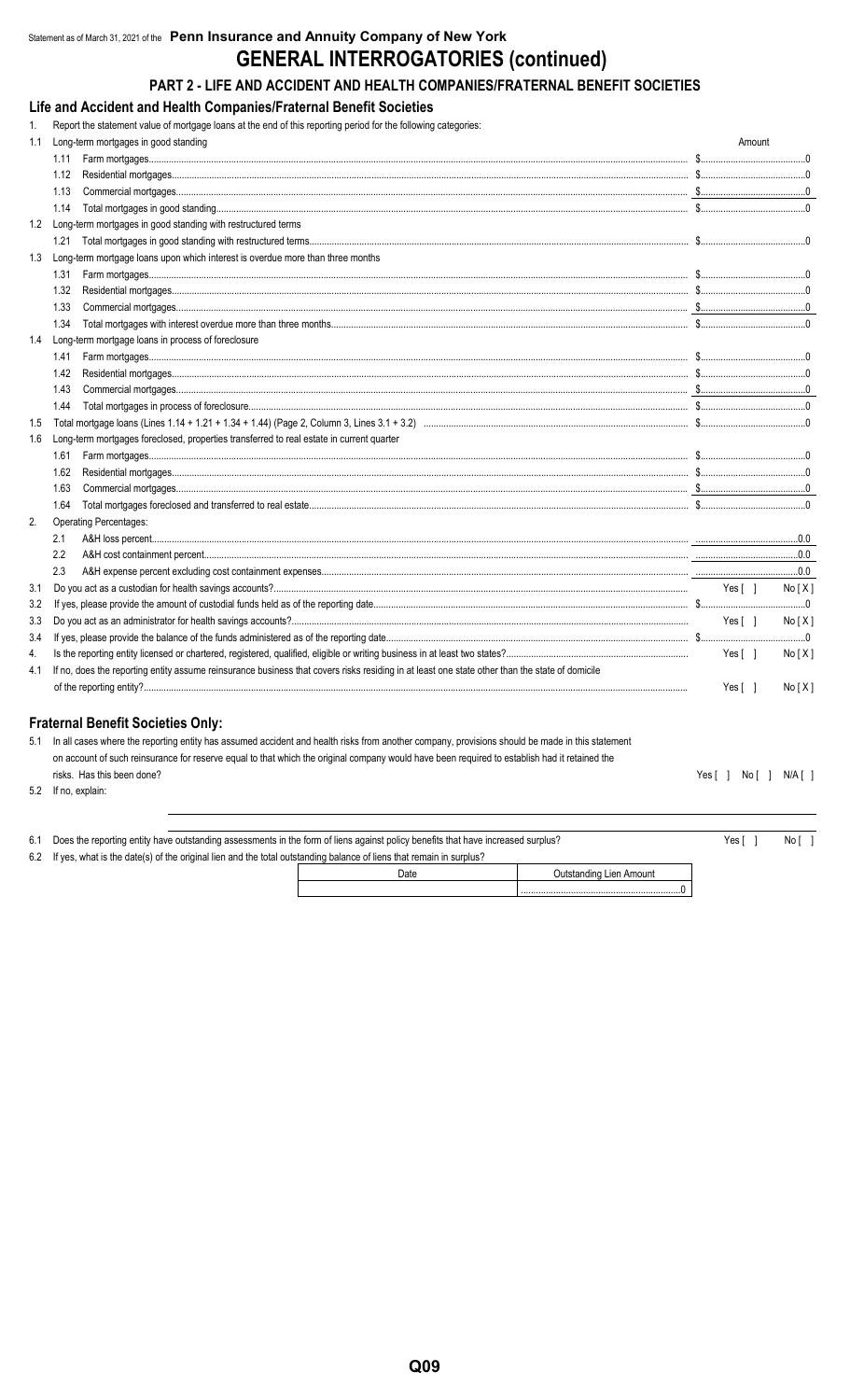Statement as of March 31, 2021 of the **Penn Insurance and Annuity Company of New York**

# GENERAL INTERROGATORIES (continued)

## PART 2 - LIFE AND ACCIDENT AND HEALTH COMPANIES/FRATERNAL BENEFIT SOCIETIES

### Life and Accident and Health Companies/Fraternal Benefit Societies

1. Report the statement value of mortgage loans at the end of this reporting period for the following categories:

| | | Amount |
|---|---|---|
| 1.1 | Long-term mortgages in good standing | |
| | 1.11 Farm mortgages | $0 |
| | 1.12 Residential mortgages | $0 |
| | 1.13 Commercial mortgages | $0 |
| | 1.14 Total mortgages in good standing | $0 |
| 1.2 | Long-term mortgages in good standing with restructured terms | |
| | 1.21 Total mortgages in good standing with restructured terms | $0 |
| 1.3 | Long-term mortgage loans upon which interest is overdue more than three months | |
| | 1.31 Farm mortgages | $0 |
| | 1.32 Residential mortgages | $0 |
| | 1.33 Commercial mortgages | $0 |
| | 1.34 Total mortgages with interest overdue more than three months | $0 |
| 1.4 | Long-term mortgage loans in process of foreclosure | |
| | 1.41 Farm mortgages | $0 |
| | 1.42 Residential mortgages | $0 |
| | 1.43 Commercial mortgages | $0 |
| | 1.44 Total mortgages in process of foreclosure | $0 |
| 1.5 | Total mortgage loans (Lines 1.14 + 1.21 + 1.34 + 1.44) (Page 2, Column 3, Lines 3.1 + 3.2) | $0 |
| 1.6 | Long-term mortgages foreclosed, properties transferred to real estate in current quarter | |
| | 1.61 Farm mortgages | $0 |
| | 1.62 Residential mortgages | $0 |
| | 1.63 Commercial mortgages | $0 |
| | 1.64 Total mortgages foreclosed and transferred to real estate | $0 |

2. Operating Percentages:

| | | |
|---|---|---|
| 2.1 | A&H loss percent | 0.0 |
| 2.2 | A&H cost containment percent | 0.0 |
| 2.3 | A&H expense percent excluding cost containment expenses | 0.0 |

3.1 Do you act as a custodian for health savings accounts? Yes [ ] No [X]

3.2 If yes, please provide the amount of custodial funds held as of the reporting date. $0

3.3 Do you act as an administrator for health savings accounts? Yes [ ] No [X]

3.4 If yes, please provide the balance of the funds administered as of the reporting date. $0

4. Is the reporting entity licensed or chartered, registered, qualified, eligible or writing business in at least two states? Yes [ ] No [X]

4.1 If no, does the reporting entity assume reinsurance business that covers risks residing in at least one state other than the state of domicile of the reporting entity? Yes [ ] No [X]

### Fraternal Benefit Societies Only:

5.1 In all cases where the reporting entity has assumed accident and health risks from another company, provisions should be made in this statement on account of such reinsurance for reserve equal to that which the original company would have been required to establish had it retained the risks. Has this been done? Yes [ ] No [ ] N/A [ ]

5.2 If no, explain:

6.1 Does the reporting entity have outstanding assessments in the form of liens against policy benefits that have increased surplus? Yes [ ] No [ ]

6.2 If yes, what is the date(s) of the original lien and the total outstanding balance of liens that remain in surplus?

| Date | Outstanding Lien Amount |
|---|---|
| | 0 |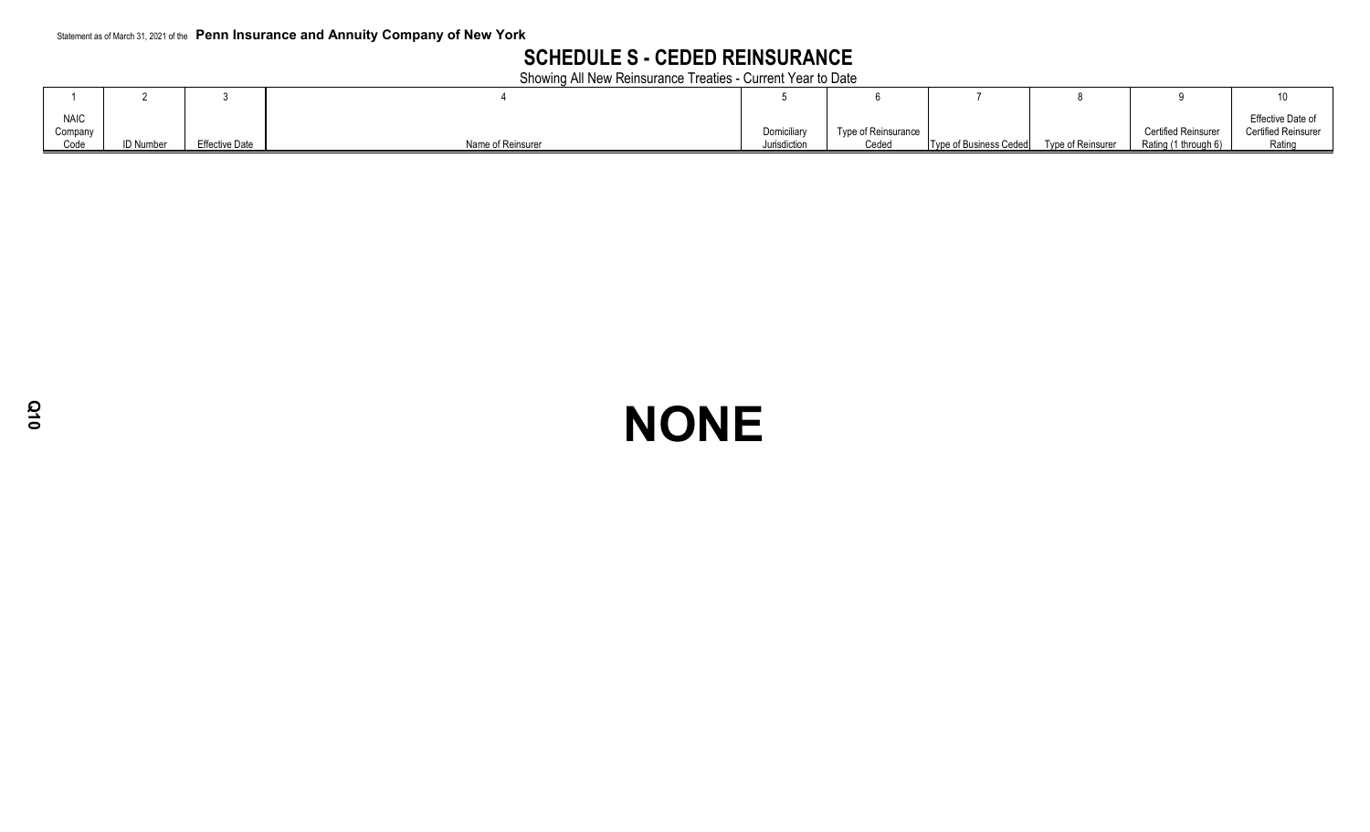Statement as of March 31, 2021 of the **Penn Insurance and Annuity Company of New York**

# SCHEDULE S - CEDED REINSURANCE

Showing All New Reinsurance Treaties - Current Year to Date

| 1 | 2 | 3 | 4 | 5 | 6 | 7 | 8 | 9 | 10 |
|---|---|---|---|---|---|---|---|---|---|
| NAIC Company Code | ID Number | Effective Date | Name of Reinsurer | Domiciliary Jurisdiction | Type of Reinsurance Ceded | Type of Business Ceded | Type of Reinsurer | Certified Reinsurer Rating (1 through 6) | Effective Date of Certified Reinsurer Rating |

# NONE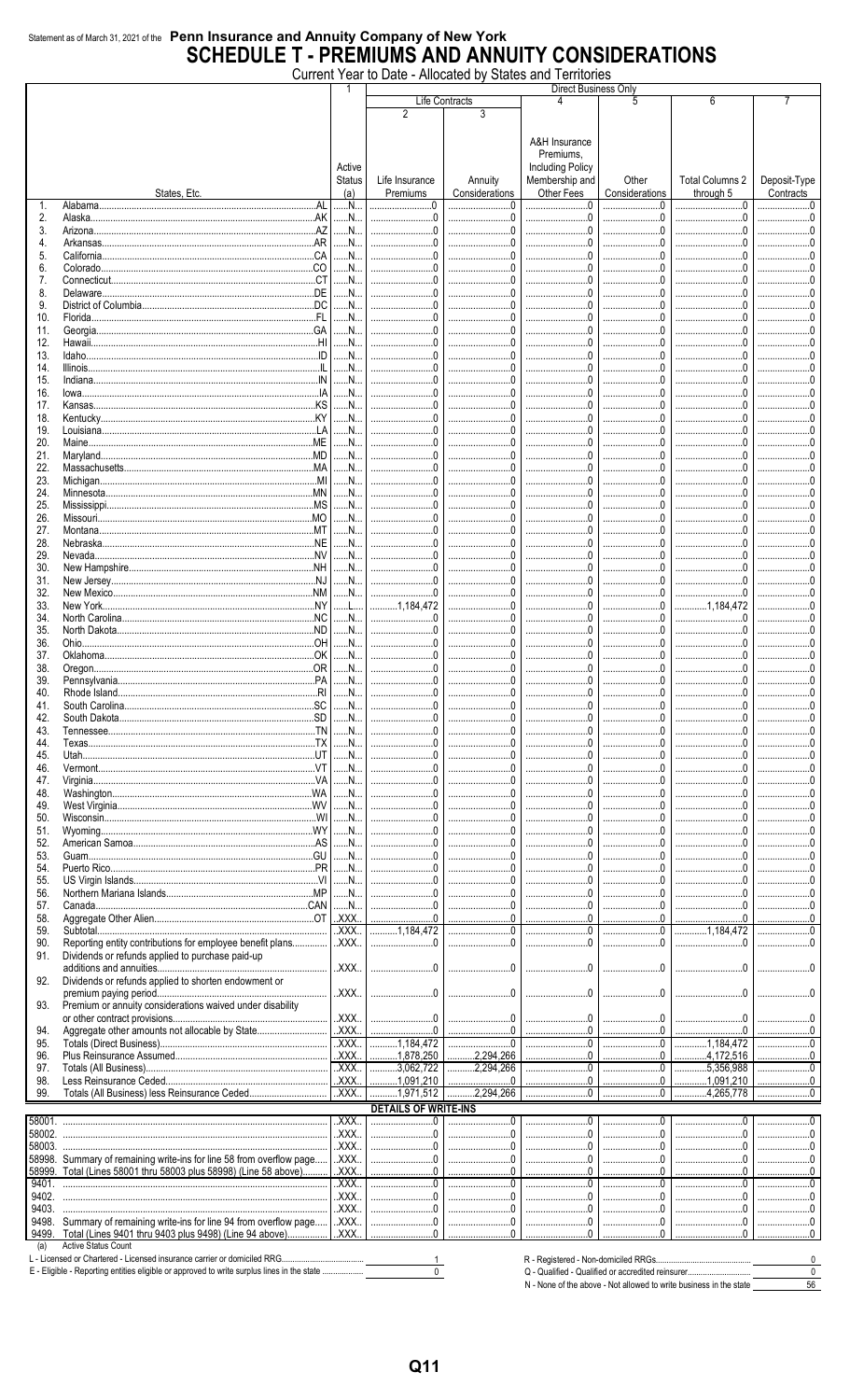Statement as of March 31, 2021 of the **Penn Insurance and Annuity Company of New York**

# SCHEDULE T - PREMIUMS AND ANNUITY CONSIDERATIONS

Current Year to Date - Allocated by States and Territories

| | States, Etc. | 1<br>Active Status (a) | Direct Business Only<br>Life Contracts<br>2<br>Life Insurance Premiums | 3<br>Annuity Considerations | 4<br>A&H Insurance Premiums, Including Policy Membership and Other Fees | 5<br>Other Considerations | 6<br>Total Columns 2 through 5 | 7<br>Deposit-Type Contracts |
|---|---|---|---|---|---|---|---|---|
| 1. | Alabama AL | N | 0 | 0 | 0 | 0 | 0 | 0 |
| 2. | Alaska AK | N | 0 | 0 | 0 | 0 | 0 | 0 |
| 3. | Arizona AZ | N | 0 | 0 | 0 | 0 | 0 | 0 |
| 4. | Arkansas AR | N | 0 | 0 | 0 | 0 | 0 | 0 |
| 5. | California CA | N | 0 | 0 | 0 | 0 | 0 | 0 |
| 6. | Colorado CO | N | 0 | 0 | 0 | 0 | 0 | 0 |
| 7. | Connecticut CT | N | 0 | 0 | 0 | 0 | 0 | 0 |
| 8. | Delaware DE | N | 0 | 0 | 0 | 0 | 0 | 0 |
| 9. | District of Columbia DC | N | 0 | 0 | 0 | 0 | 0 | 0 |
| 10. | Florida FL | N | 0 | 0 | 0 | 0 | 0 | 0 |
| 11. | Georgia GA | N | 0 | 0 | 0 | 0 | 0 | 0 |
| 12. | Hawaii HI | N | 0 | 0 | 0 | 0 | 0 | 0 |
| 13. | Idaho ID | N | 0 | 0 | 0 | 0 | 0 | 0 |
| 14. | Illinois IL | N | 0 | 0 | 0 | 0 | 0 | 0 |
| 15. | Indiana IN | N | 0 | 0 | 0 | 0 | 0 | 0 |
| 16. | Iowa IA | N | 0 | 0 | 0 | 0 | 0 | 0 |
| 17. | Kansas KS | N | 0 | 0 | 0 | 0 | 0 | 0 |
| 18. | Kentucky KY | N | 0 | 0 | 0 | 0 | 0 | 0 |
| 19. | Louisiana LA | N | 0 | 0 | 0 | 0 | 0 | 0 |
| 20. | Maine ME | N | 0 | 0 | 0 | 0 | 0 | 0 |
| 21. | Maryland MD | N | 0 | 0 | 0 | 0 | 0 | 0 |
| 22. | Massachusetts MA | N | 0 | 0 | 0 | 0 | 0 | 0 |
| 23. | Michigan MI | N | 0 | 0 | 0 | 0 | 0 | 0 |
| 24. | Minnesota MN | N | 0 | 0 | 0 | 0 | 0 | 0 |
| 25. | Mississippi MS | N | 0 | 0 | 0 | 0 | 0 | 0 |
| 26. | Missouri MO | N | 0 | 0 | 0 | 0 | 0 | 0 |
| 27. | Montana MT | N | 0 | 0 | 0 | 0 | 0 | 0 |
| 28. | Nebraska NE | N | 0 | 0 | 0 | 0 | 0 | 0 |
| 29. | Nevada NV | N | 0 | 0 | 0 | 0 | 0 | 0 |
| 30. | New Hampshire NH | N | 0 | 0 | 0 | 0 | 0 | 0 |
| 31. | New Jersey NJ | N | 0 | 0 | 0 | 0 | 0 | 0 |
| 32. | New Mexico NM | N | 0 | 0 | 0 | 0 | 0 | 0 |
| 33. | New York NY | L | 1,184,472 | 0 | 0 | 0 | 1,184,472 | 0 |
| 34. | North Carolina NC | N | 0 | 0 | 0 | 0 | 0 | 0 |
| 35. | North Dakota ND | N | 0 | 0 | 0 | 0 | 0 | 0 |
| 36. | Ohio OH | N | 0 | 0 | 0 | 0 | 0 | 0 |
| 37. | Oklahoma OK | N | 0 | 0 | 0 | 0 | 0 | 0 |
| 38. | Oregon OR | N | 0 | 0 | 0 | 0 | 0 | 0 |
| 39. | Pennsylvania PA | N | 0 | 0 | 0 | 0 | 0 | 0 |
| 40. | Rhode Island RI | N | 0 | 0 | 0 | 0 | 0 | 0 |
| 41. | South Carolina SC | N | 0 | 0 | 0 | 0 | 0 | 0 |
| 42. | South Dakota SD | N | 0 | 0 | 0 | 0 | 0 | 0 |
| 43. | Tennessee TN | N | 0 | 0 | 0 | 0 | 0 | 0 |
| 44. | Texas TX | N | 0 | 0 | 0 | 0 | 0 | 0 |
| 45. | Utah UT | N | 0 | 0 | 0 | 0 | 0 | 0 |
| 46. | Vermont VT | N | 0 | 0 | 0 | 0 | 0 | 0 |
| 47. | Virginia VA | N | 0 | 0 | 0 | 0 | 0 | 0 |
| 48. | Washington WA | N | 0 | 0 | 0 | 0 | 0 | 0 |
| 49. | West Virginia WV | N | 0 | 0 | 0 | 0 | 0 | 0 |
| 50. | Wisconsin WI | N | 0 | 0 | 0 | 0 | 0 | 0 |
| 51. | Wyoming WY | N | 0 | 0 | 0 | 0 | 0 | 0 |
| 52. | American Samoa AS | N | 0 | 0 | 0 | 0 | 0 | 0 |
| 53. | Guam GU | N | 0 | 0 | 0 | 0 | 0 | 0 |
| 54. | Puerto Rico PR | N | 0 | 0 | 0 | 0 | 0 | 0 |
| 55. | US Virgin Islands VI | N | 0 | 0 | 0 | 0 | 0 | 0 |
| 56. | Northern Mariana Islands MP | N | 0 | 0 | 0 | 0 | 0 | 0 |
| 57. | Canada CAN | N | 0 | 0 | 0 | 0 | 0 | 0 |
| 58. | Aggregate Other Alien OT | XXX | 0 | 0 | 0 | 0 | 0 | 0 |
| 59. | Subtotal | XXX | 1,184,472 | 0 | 0 | 0 | 1,184,472 | 0 |
| 90. | Reporting entity contributions for employee benefit plans | XXX | 0 | 0 | 0 | 0 | 0 | 0 |
| 91. | Dividends or refunds applied to purchase paid-up additions and annuities | XXX | 0 | 0 | 0 | 0 | 0 | 0 |
| 92. | Dividends or refunds applied to shorten endowment or premium paying period | XXX | 0 | 0 | 0 | 0 | 0 | 0 |
| 93. | Premium or annuity considerations waived under disability or other contract provisions | XXX | 0 | 0 | 0 | 0 | 0 | 0 |
| 94. | Aggregate other amounts not allocable by State | XXX | 0 | 0 | 0 | 0 | 0 | 0 |
| 95. | Totals (Direct Business) | XXX | 1,184,472 | 0 | 0 | 0 | 1,184,472 | 0 |
| 96. | Plus Reinsurance Assumed | XXX | 1,878,250 | 2,294,266 | 0 | 0 | 4,172,516 | 0 |
| 97. | Totals (All Business) | XXX | 3,062,722 | 2,294,266 | 0 | 0 | 5,356,988 | 0 |
| 98. | Less Reinsurance Ceded | XXX | 1,091,210 | 0 | 0 | 0 | 1,091,210 | 0 |
| 99. | Totals (All Business) less Reinsurance Ceded | XXX | 1,971,512 | 2,294,266 | 0 | 0 | 4,265,778 | 0 |
| | **DETAILS OF WRITE-INS** | | | | | | | |
| 58001. | | XXX | 0 | 0 | 0 | 0 | 0 | 0 |
| 58002. | | XXX | 0 | 0 | 0 | 0 | 0 | 0 |
| 58003. | | XXX | 0 | 0 | 0 | 0 | 0 | 0 |
| 58998. | Summary of remaining write-ins for line 58 from overflow page | XXX | 0 | 0 | 0 | 0 | 0 | 0 |
| 58999. | Total (Lines 58001 thru 58003 plus 58998) (Line 58 above) | XXX | 0 | 0 | 0 | 0 | 0 | 0 |
| 9401. | | XXX | 0 | 0 | 0 | 0 | 0 | 0 |
| 9402. | | XXX | 0 | 0 | 0 | 0 | 0 | 0 |
| 9403. | | XXX | 0 | 0 | 0 | 0 | 0 | 0 |
| 9498. | Summary of remaining write-ins for line 94 from overflow page | XXX | 0 | 0 | 0 | 0 | 0 | 0 |
| 9499. | Total (Lines 9401 thru 9403 plus 9498) (Line 94 above) | XXX | 0 | 0 | 0 | 0 | 0 | 0 |

(a) Active Status Count

| | |
|---|---|
| L - Licensed or Chartered - Licensed insurance carrier or domiciled RRG | 1 |
| E - Eligible - Reporting entities eligible or approved to write surplus lines in the state | 0 |
| R - Registered - Non-domiciled RRGs | 0 |
| Q - Qualified - Qualified or accredited reinsurer | 0 |
| N - None of the above - Not allowed to write business in the state | 56 |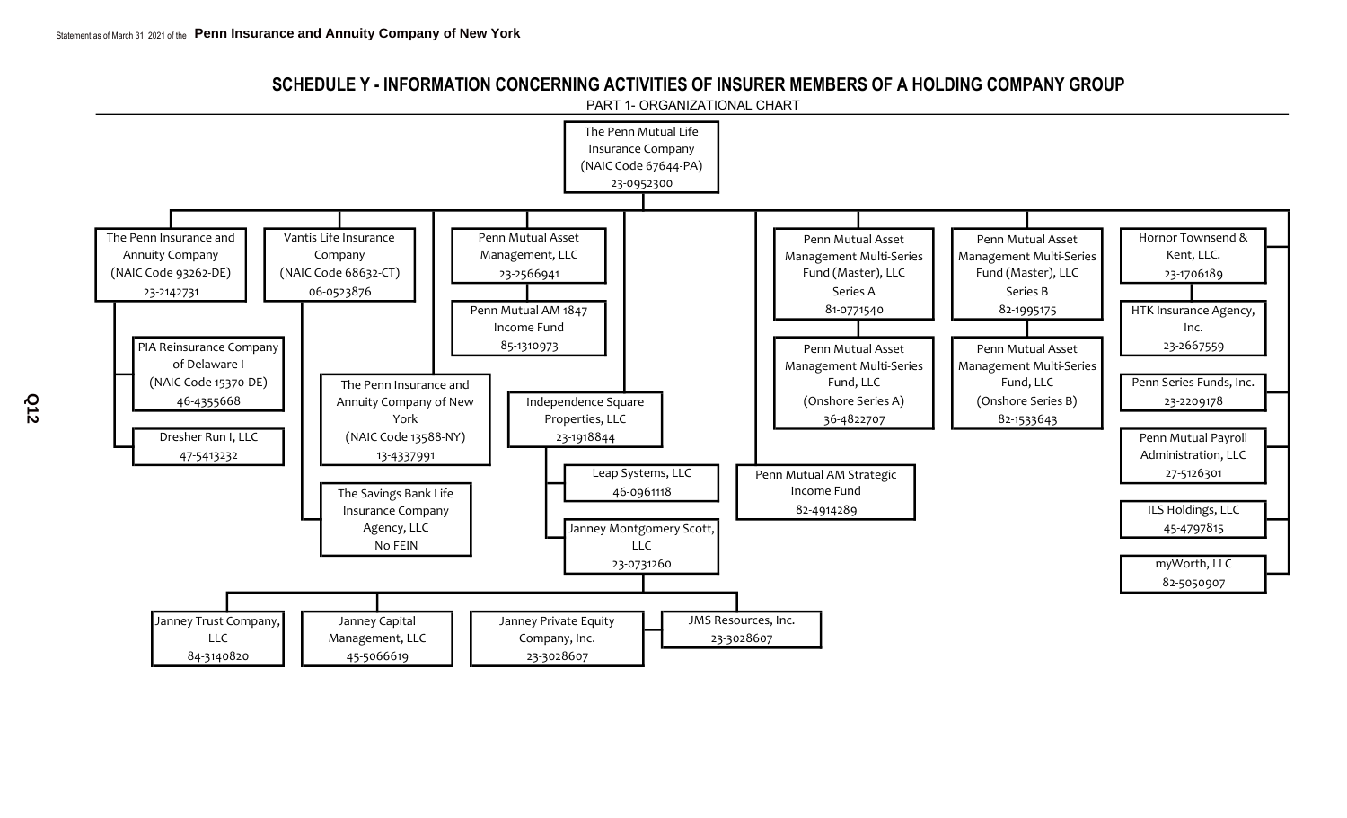## SCHEDULE Y - INFORMATION CONCERNING ACTIVITIES OF INSURER MEMBERS OF A HOLDING COMPANY GROUP

PART 1- ORGANIZATIONAL CHART

- The Penn Mutual Life Insurance Company (NAIC Code 67644-PA) 23-0952300
  - The Penn Insurance and Annuity Company (NAIC Code 93262-DE) 23-2142731
    - PIA Reinsurance Company of Delaware I (NAIC Code 15370-DE) 46-4355668
    - Dresher Run I, LLC 47-5413232
  - Vantis Life Insurance Company (NAIC Code 68632-CT) 06-0523876
    - The Savings Bank Life Insurance Company Agency, LLC No FEIN
  - The Penn Insurance and Annuity Company of New York (NAIC Code 13588-NY) 13-4337991
  - Penn Mutual Asset Management, LLC 23-2566941
    - Penn Mutual AM 1847 Income Fund 85-1310973
  - Independence Square Properties, LLC 23-1918844
    - Leap Systems, LLC 46-0961118
    - Janney Montgomery Scott, LLC 23-0731260
      - Janney Trust Company, LLC 84-3140820
      - Janney Capital Management, LLC 45-5066619
      - Janney Private Equity Company, Inc. 23-3028607
      - JMS Resources, Inc. 23-3028607
  - Penn Mutual AM Strategic Income Fund 82-4914289
  - Penn Mutual Asset Management Multi-Series Fund (Master), LLC Series A 81-0771540
    - Penn Mutual Asset Management Multi-Series Fund, LLC (Onshore Series A) 36-4822707
  - Penn Mutual Asset Management Multi-Series Fund (Master), LLC Series B 82-1995175
    - Penn Mutual Asset Management Multi-Series Fund, LLC (Onshore Series B) 82-1533643
  - Hornor Townsend & Kent, LLC. 23-1706189
    - HTK Insurance Agency, Inc. 23-2667559
  - Penn Series Funds, Inc. 23-2209178
  - Penn Mutual Payroll Administration, LLC 27-5126301
  - ILS Holdings, LLC 45-4797815
  - myWorth, LLC 82-5050907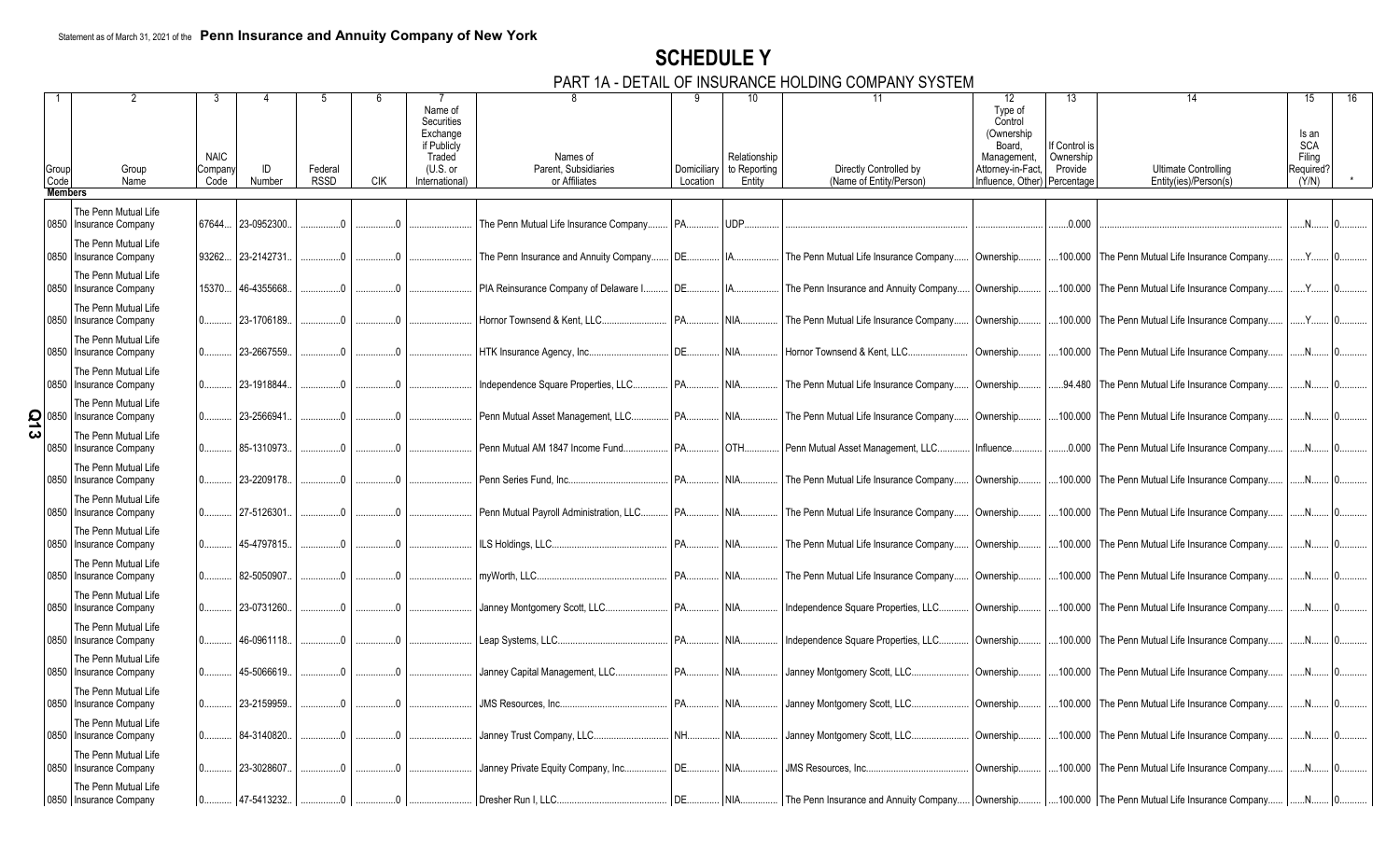Statement as of March 31, 2021 of the **Penn Insurance and Annuity Company of New York**

# SCHEDULE Y

## PART 1A - DETAIL OF INSURANCE HOLDING COMPANY SYSTEM

| 1 | 2 | 3 | 4 | 5 | 6 | 7 | 8 | 9 | 10 | 11 | 12 | 13 | 14 | 15 | 16 |
|---|---|---|---|---|---|---|---|---|---|---|---|---|---|---|---|
| Group Code | Group Name | NAIC Company Code | ID Number | Federal RSSD | CIK | Name of Securities Exchange if Publicly Traded (U.S. or International) | Names of Parent, Subsidiaries or Affiliates | Domiciliary Location | Relationship to Reporting Entity | Directly Controlled by (Name of Entity/Person) | Type of Control (Ownership Board, Management, Attorney-in-Fact, Influence, Other) | If Control is Ownership Provide Percentage | Ultimate Controlling Entity(ies)/Person(s) | Is an SCA Filing Required? (Y/N) | * |
| **Members** | | | | | | | | | | | | | | | |
| 0850 | The Penn Mutual Life Insurance Company | 67644 | 23-0952300 | 0 | 0 | | The Penn Mutual Life Insurance Company | PA | UDP | | | 0.000 | | N | 0 |
| 0850 | The Penn Mutual Life Insurance Company | 93262 | 23-2142731 | 0 | 0 | | The Penn Insurance and Annuity Company | DE | IA | The Penn Mutual Life Insurance Company | Ownership | 100.000 | The Penn Mutual Life Insurance Company | Y | 0 |
| 0850 | The Penn Mutual Life Insurance Company | 15370 | 46-4355668 | 0 | 0 | | PIA Reinsurance Company of Delaware I | DE | IA | The Penn Insurance and Annuity Company | Ownership | 100.000 | The Penn Mutual Life Insurance Company | Y | 0 |
| 0850 | The Penn Mutual Life Insurance Company | 0 | 23-1706189 | 0 | 0 | | Hornor Townsend & Kent, LLC | PA | NIA | The Penn Mutual Life Insurance Company | Ownership | 100.000 | The Penn Mutual Life Insurance Company | Y | 0 |
| 0850 | The Penn Mutual Life Insurance Company | 0 | 23-2667559 | 0 | 0 | | HTK Insurance Agency, Inc | DE | NIA | Hornor Townsend & Kent, LLC | Ownership | 100.000 | The Penn Mutual Life Insurance Company | N | 0 |
| 0850 | The Penn Mutual Life Insurance Company | 0 | 23-1918844 | 0 | 0 | | Independence Square Properties, LLC | PA | NIA | The Penn Mutual Life Insurance Company | Ownership | 94.480 | The Penn Mutual Life Insurance Company | N | 0 |
| 0850 | The Penn Mutual Life Insurance Company | 0 | 23-2566941 | 0 | 0 | | Penn Mutual Asset Management, LLC | PA | NIA | The Penn Mutual Life Insurance Company | Ownership | 100.000 | The Penn Mutual Life Insurance Company | N | 0 |
| 0850 | The Penn Mutual Life Insurance Company | 0 | 85-1310973 | 0 | 0 | | Penn Mutual AM 1847 Income Fund | PA | OTH | Penn Mutual Asset Management, LLC | Influence | 0.000 | The Penn Mutual Life Insurance Company | N | 0 |
| 0850 | The Penn Mutual Life Insurance Company | 0 | 23-2209178 | 0 | 0 | | Penn Series Fund, Inc | PA | NIA | The Penn Mutual Life Insurance Company | Ownership | 100.000 | The Penn Mutual Life Insurance Company | N | 0 |
| 0850 | The Penn Mutual Life Insurance Company | 0 | 27-5126301 | 0 | 0 | | Penn Mutual Payroll Administration, LLC | PA | NIA | The Penn Mutual Life Insurance Company | Ownership | 100.000 | The Penn Mutual Life Insurance Company | N | 0 |
| 0850 | The Penn Mutual Life Insurance Company | 0 | 45-4797815 | 0 | 0 | | ILS Holdings, LLC | PA | NIA | The Penn Mutual Life Insurance Company | Ownership | 100.000 | The Penn Mutual Life Insurance Company | N | 0 |
| 0850 | The Penn Mutual Life Insurance Company | 0 | 82-5050907 | 0 | 0 | | myWorth, LLC | PA | NIA | The Penn Mutual Life Insurance Company | Ownership | 100.000 | The Penn Mutual Life Insurance Company | N | 0 |
| 0850 | The Penn Mutual Life Insurance Company | 0 | 23-0731260 | 0 | 0 | | Janney Montgomery Scott, LLC | PA | NIA | Independence Square Properties, LLC | Ownership | 100.000 | The Penn Mutual Life Insurance Company | N | 0 |
| 0850 | The Penn Mutual Life Insurance Company | 0 | 46-0961118 | 0 | 0 | | Leap Systems, LLC | PA | NIA | Independence Square Properties, LLC | Ownership | 100.000 | The Penn Mutual Life Insurance Company | N | 0 |
| 0850 | The Penn Mutual Life Insurance Company | 0 | 45-5066619 | 0 | 0 | | Janney Capital Management, LLC | PA | NIA | Janney Montgomery Scott, LLC | Ownership | 100.000 | The Penn Mutual Life Insurance Company | N | 0 |
| 0850 | The Penn Mutual Life Insurance Company | 0 | 23-2159959 | 0 | 0 | | JMS Resources, Inc | PA | NIA | Janney Montgomery Scott, LLC | Ownership | 100.000 | The Penn Mutual Life Insurance Company | N | 0 |
| 0850 | The Penn Mutual Life Insurance Company | 0 | 84-3140820 | 0 | 0 | | Janney Trust Company, LLC | NH | NIA | Janney Montgomery Scott, LLC | Ownership | 100.000 | The Penn Mutual Life Insurance Company | N | 0 |
| 0850 | The Penn Mutual Life Insurance Company | 0 | 23-3028607 | 0 | 0 | | Janney Private Equity Company, Inc | DE | NIA | JMS Resources, Inc | Ownership | 100.000 | The Penn Mutual Life Insurance Company | N | 0 |
| 0850 | The Penn Mutual Life Insurance Company | 0 | 47-5413232 | 0 | 0 | | Dresher Run I, LLC | DE | NIA | The Penn Insurance and Annuity Company | Ownership | 100.000 | The Penn Mutual Life Insurance Company | N | 0 |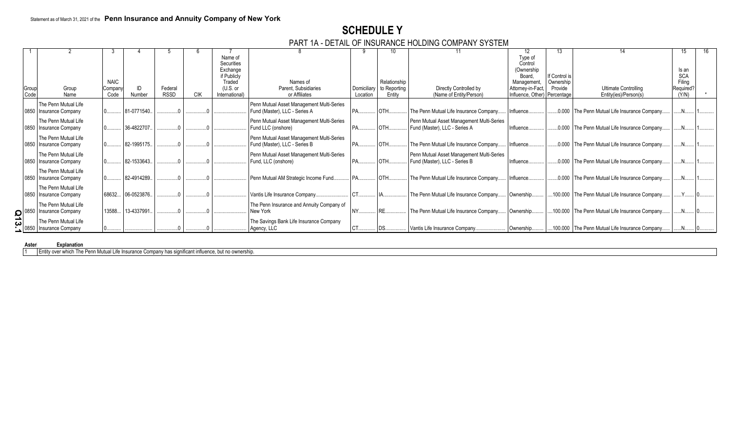Statement as of March 31, 2021 of the **Penn Insurance and Annuity Company of New York**

# SCHEDULE Y

## PART 1A - DETAIL OF INSURANCE HOLDING COMPANY SYSTEM

| 1 | 2 | 3 | 4 | 5 | 6 | 7 | 8 | 9 | 10 | 11 | 12 | 13 | 14 | 15 | 16 |
|---|---|---|---|---|---|---|---|---|---|---|---|---|---|---|---|
| Group Code | Group Name | NAIC Company Code | ID Number | Federal RSSD | CIK | Name of Securities Exchange if Publicly Traded (U.S. or International) | Names of Parent, Subsidiaries or Affiliates | Domiciliary Location | Relationship to Reporting Entity | Directly Controlled by (Name of Entity/Person) | Type of Control (Ownership Board, Management, Attorney-in-Fact, Influence, Other) | If Control is Ownership Provide Percentage | Ultimate Controlling Entity(ies)/Person(s) | Is an SCA Filing Required? (Y/N) | * |
| 0850 | The Penn Mutual Life Insurance Company | 0 | 81-0771540 | 0 | 0 | | Penn Mutual Asset Management Multi-Series Fund (Master), LLC - Series A | PA | OTH | The Penn Mutual Life Insurance Company | Influence | 0.000 | The Penn Mutual Life Insurance Company | N | 1 |
| 0850 | The Penn Mutual Life Insurance Company | 0 | 36-4822707 | 0 | 0 | | Penn Mutual Asset Management Multi-Series Fund LLC (onshore) | PA | OTH | Penn Mutual Asset Management Multi-Series Fund (Master), LLC - Series A | Influence | 0.000 | The Penn Mutual Life Insurance Company | N | 1 |
| 0850 | The Penn Mutual Life Insurance Company | 0 | 82-1995175 | 0 | 0 | | Penn Mutual Asset Management Multi-Series Fund (Master), LLC - Series B | PA | OTH | The Penn Mutual Life Insurance Company | Influence | 0.000 | The Penn Mutual Life Insurance Company | N | 1 |
| 0850 | The Penn Mutual Life Insurance Company | 0 | 82-1533643 | 0 | 0 | | Penn Mutual Asset Management Multi-Series Fund, LLC (onshore) | PA | OTH | Penn Mutual Asset Management Multi-Series Fund (Master), LLC - Series B | Influence | 0.000 | The Penn Mutual Life Insurance Company | N | 1 |
| 0850 | The Penn Mutual Life Insurance Company | 0 | 82-4914289 | 0 | 0 | | Penn Mutual AM Strategic Income Fund | PA | OTH | The Penn Mutual Life Insurance Company | Influence | 0.000 | The Penn Mutual Life Insurance Company | N | 1 |
| 0850 | The Penn Mutual Life Insurance Company | 68632 | 06-0523876 | 0 | 0 | | Vantis Life Insurance Company | CT | IA | The Penn Mutual Life Insurance Company | Ownership | 100.000 | The Penn Mutual Life Insurance Company | Y | 0 |
| 0850 | The Penn Mutual Life Insurance Company | 13588 | 13-4337991 | 0 | 0 | | The Penn Insurance and Annuity Company of New York | NY | RE | The Penn Mutual Life Insurance Company | Ownership | 100.000 | The Penn Mutual Life Insurance Company | N | 0 |
| 0850 | The Penn Mutual Life Insurance Company | 0 | | 0 | 0 | | The Savings Bank Life Insurance Company Agency, LLC | CT | DS | Vantis Life Insurance Company | Ownership | 100.000 | The Penn Mutual Life Insurance Company | N | 0 |

| Asterisk | Explanation |
|---|---|
| 1 | Entity over which The Penn Mutual Life Insurance Company has significant influence, but no ownership. |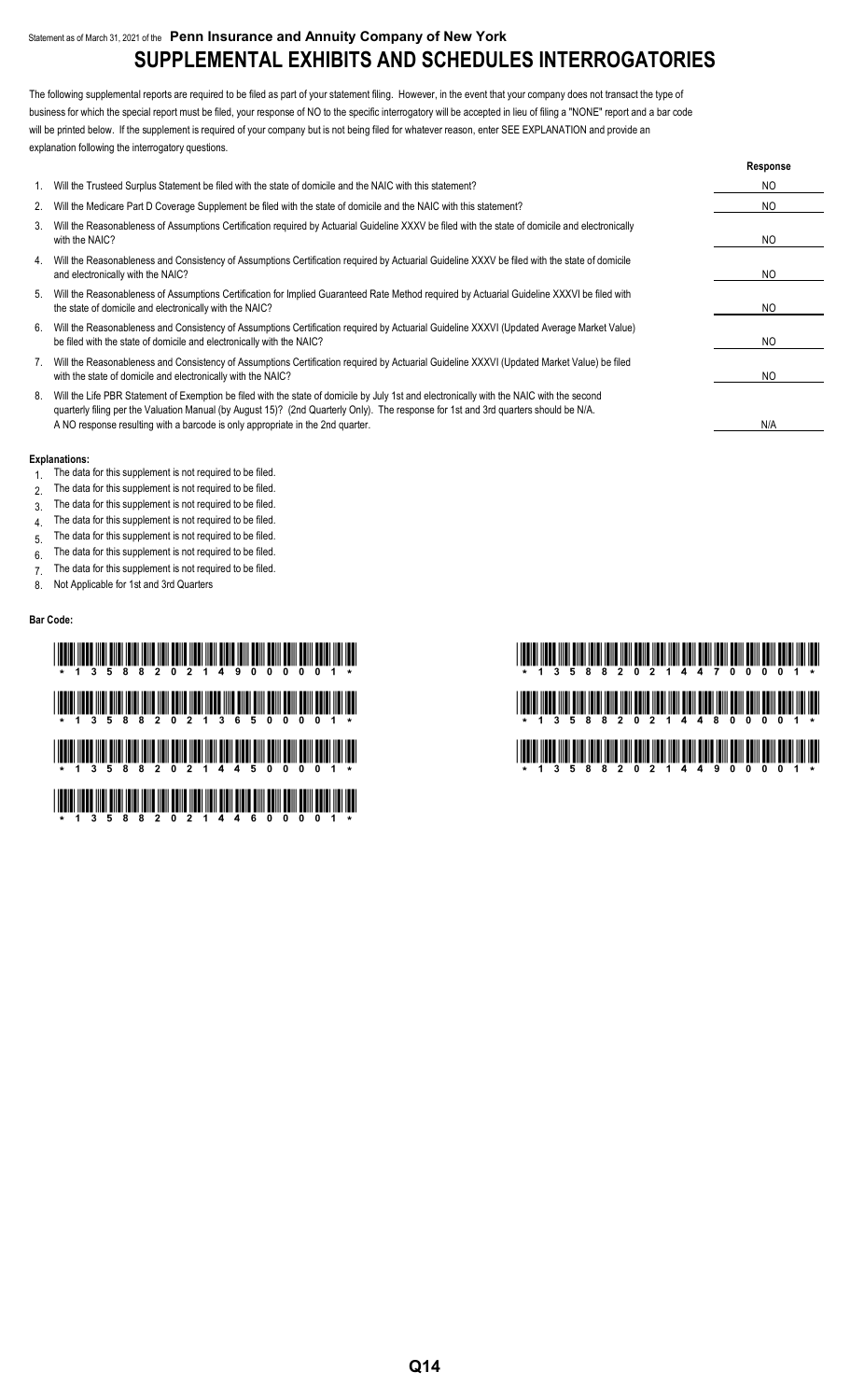Statement as of March 31, 2021 of the **Penn Insurance and Annuity Company of New York**

# SUPPLEMENTAL EXHIBITS AND SCHEDULES INTERROGATORIES

The following supplemental reports are required to be filed as part of your statement filing. However, in the event that your company does not transact the type of business for which the special report must be filed, your response of NO to the specific interrogatory will be accepted in lieu of filing a "NONE" report and a bar code will be printed below. If the supplement is required of your company but is not being filed for whatever reason, enter SEE EXPLANATION and provide an explanation following the interrogatory questions.

| | | Response |
|---|---|---|
| 1. | Will the Trusteed Surplus Statement be filed with the state of domicile and the NAIC with this statement? | NO |
| 2. | Will the Medicare Part D Coverage Supplement be filed with the state of domicile and the NAIC with this statement? | NO |
| 3. | Will the Reasonableness of Assumptions Certification required by Actuarial Guideline XXXV be filed with the state of domicile and electronically with the NAIC? | NO |
| 4. | Will the Reasonableness and Consistency of Assumptions Certification required by Actuarial Guideline XXXV be filed with the state of domicile and electronically with the NAIC? | NO |
| 5. | Will the Reasonableness of Assumptions Certification for Implied Guaranteed Rate Method required by Actuarial Guideline XXXVI be filed with the state of domicile and electronically with the NAIC? | NO |
| 6. | Will the Reasonableness and Consistency of Assumptions Certification required by Actuarial Guideline XXXVI (Updated Average Market Value) be filed with the state of domicile and electronically with the NAIC? | NO |
| 7. | Will the Reasonableness and Consistency of Assumptions Certification required by Actuarial Guideline XXXVI (Updated Market Value) be filed with the state of domicile and electronically with the NAIC? | NO |
| 8. | Will the Life PBR Statement of Exemption be filed with the state of domicile by July 1st and electronically with the NAIC with the second quarterly filing per the Valuation Manual (by August 15)? (2nd Quarterly Only). The response for 1st and 3rd quarters should be N/A. A NO response resulting with a barcode is only appropriate in the 2nd quarter. | N/A |

**Explanations:**

1. The data for this supplement is not required to be filed.
2. The data for this supplement is not required to be filed.
3. The data for this supplement is not required to be filed.
4. The data for this supplement is not required to be filed.
5. The data for this supplement is not required to be filed.
6. The data for this supplement is not required to be filed.
7. The data for this supplement is not required to be filed.
8. Not Applicable for 1st and 3rd Quarters

**Bar Code:**

\* 1 3 5 8 8 2 0 2 1 4 9 0 0 0 0 1 \*

\* 1 3 5 8 8 2 0 2 1 3 6 5 0 0 0 0 1 \*

\* 1 3 5 8 8 2 0 2 1 4 4 5 0 0 0 0 1 \*

\* 1 3 5 8 8 2 0 2 1 4 4 6 0 0 0 0 1 \*

\* 1 3 5 8 8 2 0 2 1 4 4 7 0 0 0 0 1 \*

\* 1 3 5 8 8 2 0 2 1 4 4 8 0 0 0 0 1 \*

\* 1 3 5 8 8 2 0 2 1 4 4 9 0 0 0 0 1 \*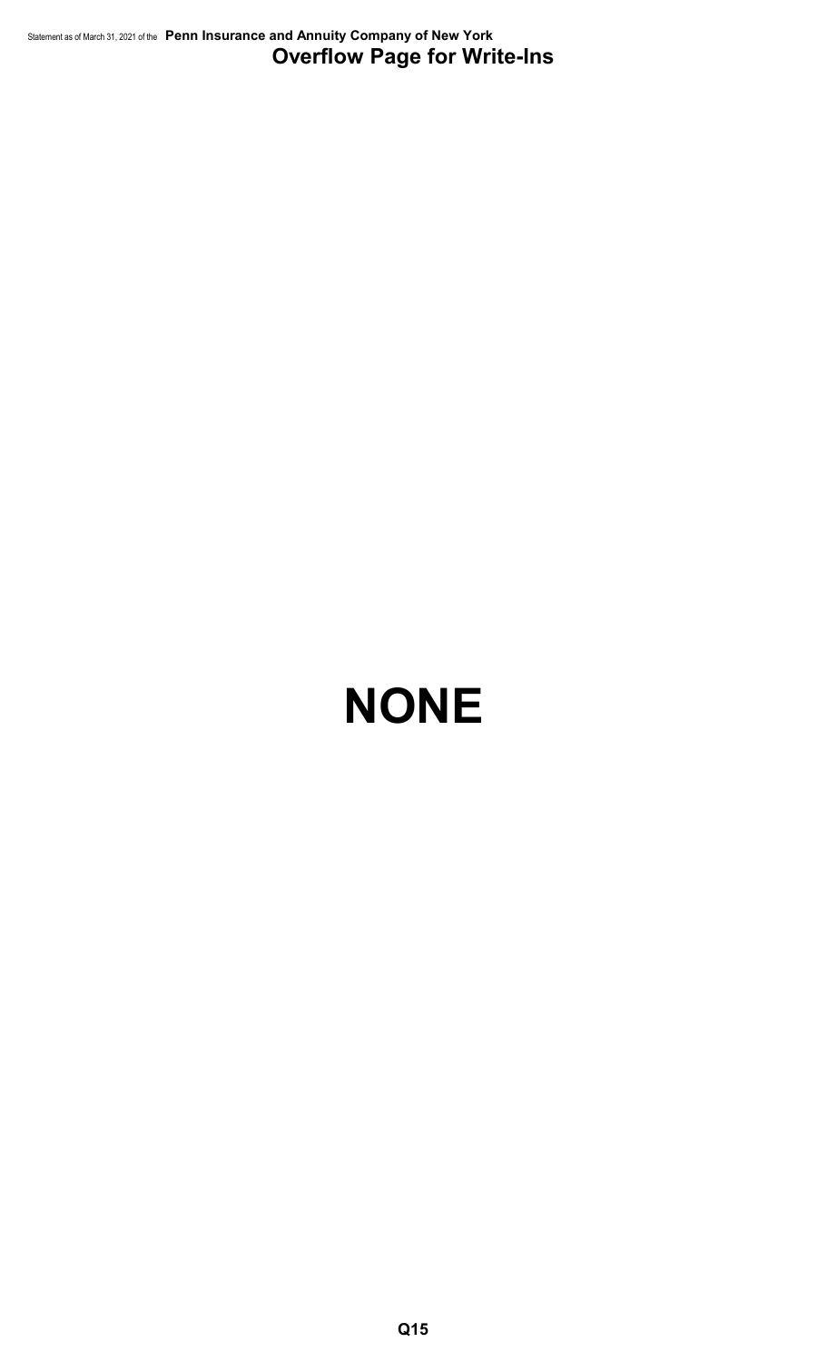# Overflow Page for Write-Ins

**NONE**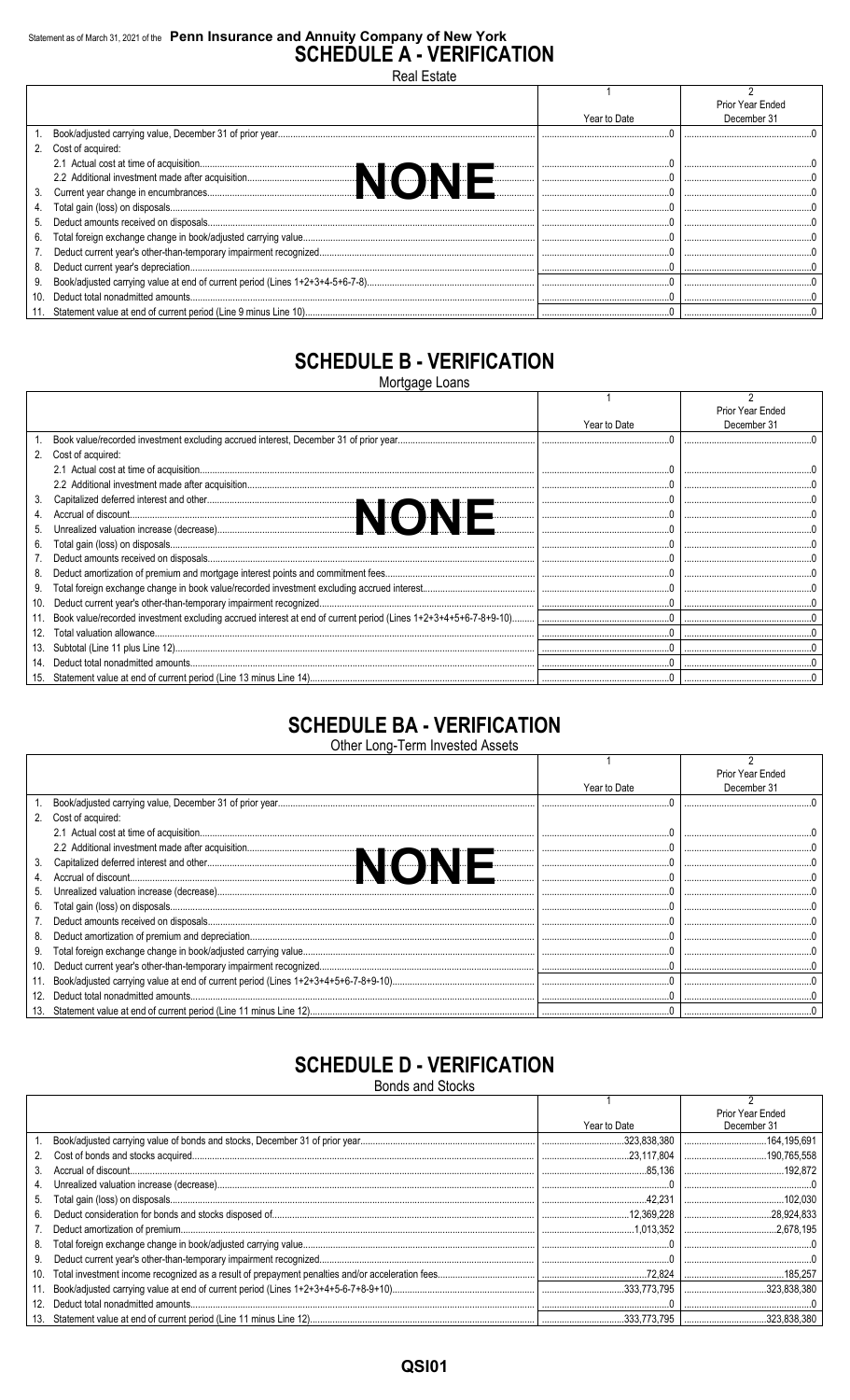Statement as of March 31, 2021 of the **Penn Insurance and Annuity Company of New York**

# SCHEDULE A - VERIFICATION

Real Estate

| | | 1<br>Year to Date | 2<br>Prior Year Ended December 31 |
|---|---|---|---|
| 1. | Book/adjusted carrying value, December 31 of prior year | 0 | 0 |
| 2. | Cost of acquired: | | |
| | 2.1 Actual cost at time of acquisition | 0 | 0 |
| | 2.2 Additional investment made after acquisition | 0 | 0 |
| 3. | Current year change in encumbrances | 0 | 0 |
| 4. | Total gain (loss) on disposals | 0 | 0 |
| 5. | Deduct amounts received on disposals | 0 | 0 |
| 6. | Total foreign exchange change in book/adjusted carrying value | 0 | 0 |
| 7. | Deduct current year's other-than-temporary impairment recognized | 0 | 0 |
| 8. | Deduct current year's depreciation | 0 | 0 |
| 9. | Book/adjusted carrying value at end of current period (Lines 1+2+3+4-5+6-7-8) | 0 | 0 |
| 10. | Deduct total nonadmitted amounts | 0 | 0 |
| 11. | Statement value at end of current period (Line 9 minus Line 10) | 0 | 0 |

**NONE**

# SCHEDULE B - VERIFICATION

Mortgage Loans

| | | 1<br>Year to Date | 2<br>Prior Year Ended December 31 |
|---|---|---|---|
| 1. | Book value/recorded investment excluding accrued interest, December 31 of prior year | 0 | 0 |
| 2. | Cost of acquired: | | |
| | 2.1 Actual cost at time of acquisition | 0 | 0 |
| | 2.2 Additional investment made after acquisition | 0 | 0 |
| 3. | Capitalized deferred interest and other | 0 | 0 |
| 4. | Accrual of discount | 0 | 0 |
| 5. | Unrealized valuation increase (decrease) | 0 | 0 |
| 6. | Total gain (loss) on disposals | 0 | 0 |
| 7. | Deduct amounts received on disposals | 0 | 0 |
| 8. | Deduct amortization of premium and mortgage interest points and commitment fees | 0 | 0 |
| 9. | Total foreign exchange change in book value/recorded investment excluding accrued interest | 0 | 0 |
| 10. | Deduct current year's other-than-temporary impairment recognized | 0 | 0 |
| 11. | Book value/recorded investment excluding accrued interest at end of current period (Lines 1+2+3+4+5+6-7-8+9-10) | 0 | 0 |
| 12. | Total valuation allowance | 0 | 0 |
| 13. | Subtotal (Line 11 plus Line 12) | 0 | 0 |
| 14. | Deduct total nonadmitted amounts | 0 | 0 |
| 15. | Statement value at end of current period (Line 13 minus Line 14) | 0 | 0 |

**NONE**

# SCHEDULE BA - VERIFICATION

Other Long-Term Invested Assets

| | | 1<br>Year to Date | 2<br>Prior Year Ended December 31 |
|---|---|---|---|
| 1. | Book/adjusted carrying value, December 31 of prior year | 0 | 0 |
| 2. | Cost of acquired: | | |
| | 2.1 Actual cost at time of acquisition | 0 | 0 |
| | 2.2 Additional investment made after acquisition | 0 | 0 |
| 3. | Capitalized deferred interest and other | 0 | 0 |
| 4. | Accrual of discount | 0 | 0 |
| 5. | Unrealized valuation increase (decrease) | 0 | 0 |
| 6. | Total gain (loss) on disposals | 0 | 0 |
| 7. | Deduct amounts received on disposals | 0 | 0 |
| 8. | Deduct amortization of premium and depreciation | 0 | 0 |
| 9. | Total foreign exchange change in book/adjusted carrying value | 0 | 0 |
| 10. | Deduct current year's other-than-temporary impairment recognized | 0 | 0 |
| 11. | Book/adjusted carrying value at end of current period (Lines 1+2+3+4+5+6-7-8+9-10) | 0 | 0 |
| 12. | Deduct total nonadmitted amounts | 0 | 0 |
| 13. | Statement value at end of current period (Line 11 minus Line 12) | 0 | 0 |

**NONE**

# SCHEDULE D - VERIFICATION

Bonds and Stocks

| | | 1<br>Year to Date | 2<br>Prior Year Ended December 31 |
|---|---|---|---|
| 1. | Book/adjusted carrying value of bonds and stocks, December 31 of prior year | 323,838,380 | 164,195,691 |
| 2. | Cost of bonds and stocks acquired | 23,117,804 | 190,765,558 |
| 3. | Accrual of discount | 85,136 | 192,872 |
| 4. | Unrealized valuation increase (decrease) | 0 | 0 |
| 5. | Total gain (loss) on disposals | 42,231 | 102,030 |
| 6. | Deduct consideration for bonds and stocks disposed of | 12,369,228 | 28,924,833 |
| 7. | Deduct amortization of premium | 1,013,352 | 2,678,195 |
| 8. | Total foreign exchange change in book/adjusted carrying value | 0 | 0 |
| 9. | Deduct current year's other-than-temporary impairment recognized | 0 | 0 |
| 10. | Total investment income recognized as a result of prepayment penalties and/or acceleration fees | 72,824 | 185,257 |
| 11. | Book/adjusted carrying value at end of current period (Lines 1+2+3+4+5-6-7+8-9+10) | 333,773,795 | 323,838,380 |
| 12. | Deduct total nonadmitted amounts | 0 | 0 |
| 13. | Statement value at end of current period (Line 11 minus Line 12) | 333,773,795 | 323,838,380 |

QSI01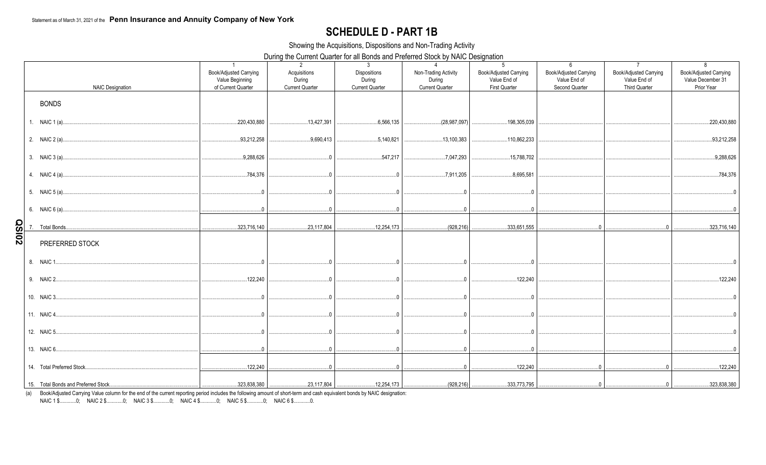Statement as of March 31, 2021 of the **Penn Insurance and Annuity Company of New York**

# SCHEDULE D - PART 1B

Showing the Acquisitions, Dispositions and Non-Trading Activity

During the Current Quarter for all Bonds and Preferred Stock by NAIC Designation

| NAIC Designation | 1<br>Book/Adjusted Carrying Value Beginning of Current Quarter | 2<br>Acquisitions During Current Quarter | 3<br>Dispositions During Current Quarter | 4<br>Non-Trading Activity During Current Quarter | 5<br>Book/Adjusted Carrying Value End of First Quarter | 6<br>Book/Adjusted Carrying Value End of Second Quarter | 7<br>Book/Adjusted Carrying Value End of Third Quarter | 8<br>Book/Adjusted Carrying Value December 31 Prior Year |
|---|---|---|---|---|---|---|---|---|
| **BONDS** | | | | | | | | |
| 1. NAIC 1 (a) | 220,430,880 | 13,427,391 | 6,566,135 | (28,987,097) | 198,305,039 | | | 220,430,880 |
| 2. NAIC 2 (a) | 93,212,258 | 9,690,413 | 5,140,821 | 13,100,383 | 110,862,233 | | | 93,212,258 |
| 3. NAIC 3 (a) | 9,288,626 | 0 | 547,217 | 7,047,293 | 15,788,702 | | | 9,288,626 |
| 4. NAIC 4 (a) | 784,376 | 0 | 0 | 7,911,205 | 8,695,581 | | | 784,376 |
| 5. NAIC 5 (a) | 0 | 0 | 0 | 0 | 0 | | | 0 |
| 6. NAIC 6 (a) | 0 | 0 | 0 | 0 | 0 | | | 0 |
| 7. Total Bonds | 323,716,140 | 23,117,804 | 12,254,173 | (928,216) | 333,651,555 | 0 | 0 | 323,716,140 |
| **PREFERRED STOCK** | | | | | | | | |
| 8. NAIC 1 | 0 | 0 | 0 | 0 | 0 | | | 0 |
| 9. NAIC 2 | 122,240 | 0 | 0 | 0 | 122,240 | | | 122,240 |
| 10. NAIC 3 | 0 | 0 | 0 | 0 | 0 | | | 0 |
| 11. NAIC 4 | 0 | 0 | 0 | 0 | 0 | | | 0 |
| 12. NAIC 5 | 0 | 0 | 0 | 0 | 0 | | | 0 |
| 13. NAIC 6 | 0 | 0 | 0 | 0 | 0 | | | 0 |
| 14. Total Preferred Stock | 122,240 | 0 | 0 | 0 | 122,240 | 0 | 0 | 122,240 |
| 15. Total Bonds and Preferred Stock | 323,838,380 | 23,117,804 | 12,254,173 | (928,216) | 333,773,795 | 0 | 0 | 323,838,380 |

(a) Book/Adjusted Carrying Value column for the end of the current reporting period includes the following amount of short-term and cash equivalent bonds by NAIC designation:
NAIC 1 $............0; NAIC 2 $............0; NAIC 3 $............0; NAIC 4 $............0; NAIC 5 $............0; NAIC 6 $............0.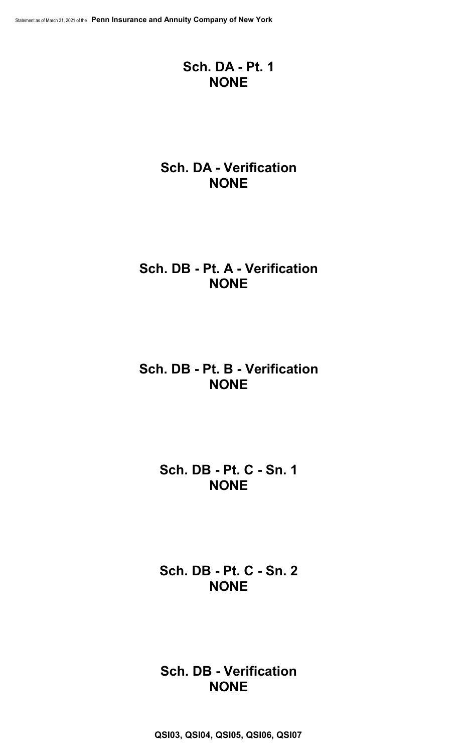## Sch. DA - Pt. 1
## NONE

## Sch. DA - Verification
## NONE

## Sch. DB - Pt. A - Verification
## NONE

## Sch. DB - Pt. B - Verification
## NONE

## Sch. DB - Pt. C - Sn. 1
## NONE

## Sch. DB - Pt. C - Sn. 2
## NONE

## Sch. DB - Verification
## NONE

**QSI03, QSI04, QSI05, QSI06, QSI07**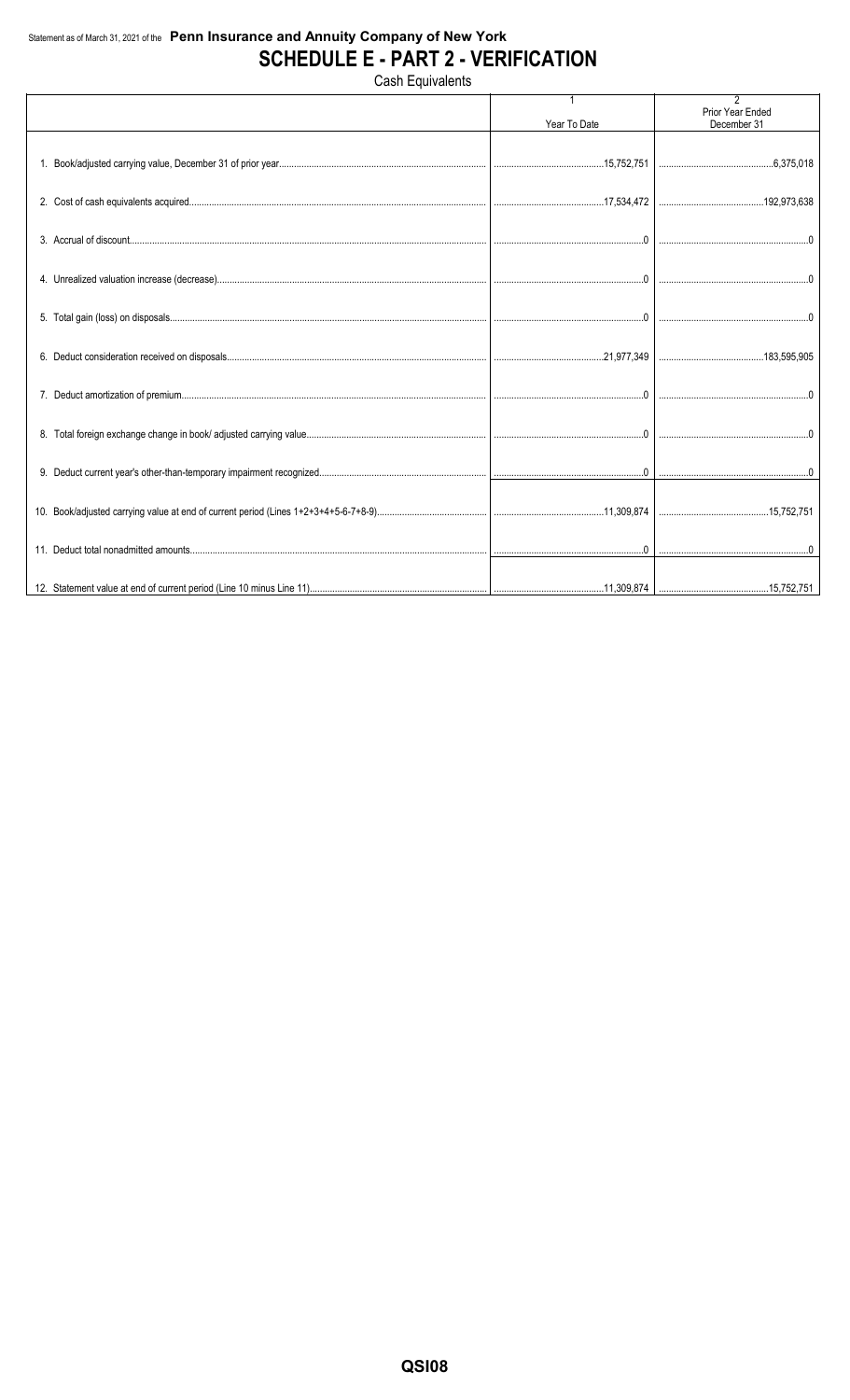Statement as of March 31, 2021 of the **Penn Insurance and Annuity Company of New York**

# SCHEDULE E - PART 2 - VERIFICATION

Cash Equivalents

| | 1<br>Year To Date | 2<br>Prior Year Ended December 31 |
|---|---|---|
| 1. Book/adjusted carrying value, December 31 of prior year | 15,752,751 | 6,375,018 |
| 2. Cost of cash equivalents acquired | 17,534,472 | 192,973,638 |
| 3. Accrual of discount | 0 | 0 |
| 4. Unrealized valuation increase (decrease) | 0 | 0 |
| 5. Total gain (loss) on disposals | 0 | 0 |
| 6. Deduct consideration received on disposals | 21,977,349 | 183,595,905 |
| 7. Deduct amortization of premium | 0 | 0 |
| 8. Total foreign exchange change in book/ adjusted carrying value | 0 | 0 |
| 9. Deduct current year's other-than-temporary impairment recognized | 0 | 0 |
| 10. Book/adjusted carrying value at end of current period (Lines 1+2+3+4+5-6-7+8-9) | 11,309,874 | 15,752,751 |
| 11. Deduct total nonadmitted amounts | 0 | 0 |
| 12. Statement value at end of current period (Line 10 minus Line 11) | 11,309,874 | 15,752,751 |

QSI08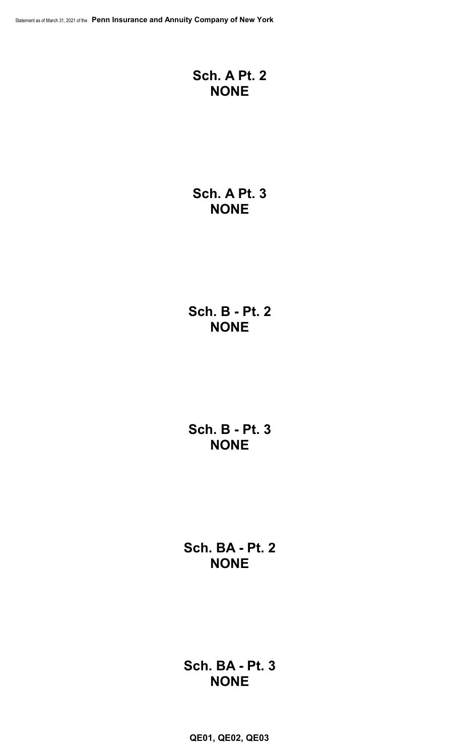## Sch. A Pt. 2
**NONE**

## Sch. A Pt. 3
**NONE**

## Sch. B - Pt. 2
**NONE**

## Sch. B - Pt. 3
**NONE**

## Sch. BA - Pt. 2
**NONE**

## Sch. BA - Pt. 3
**NONE**

**QE01, QE02, QE03**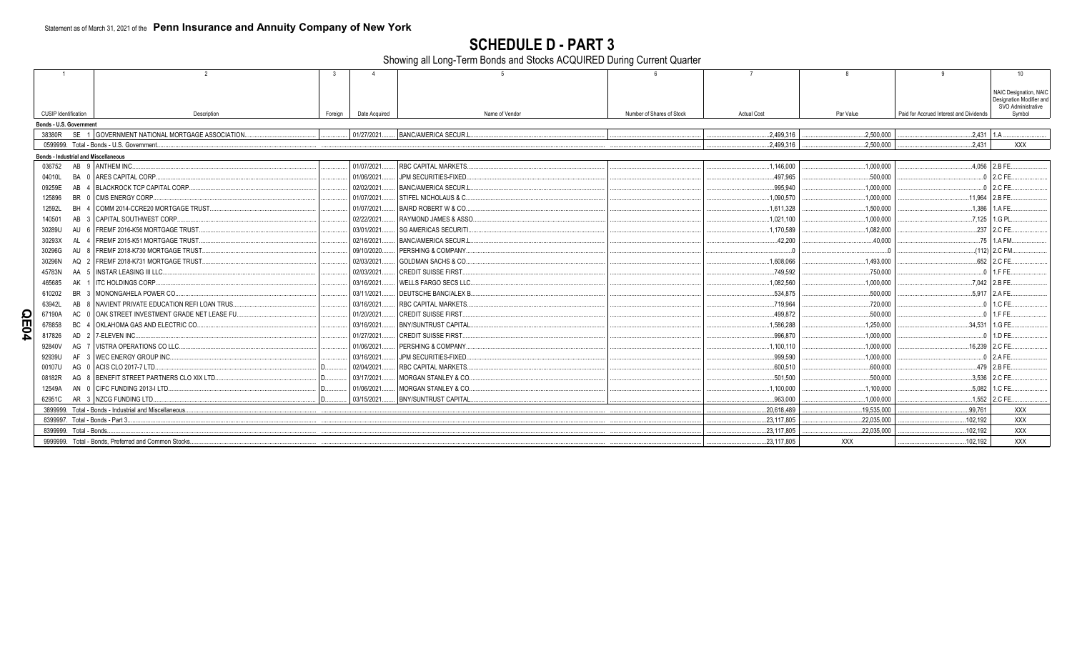Statement as of March 31, 2021 of the **Penn Insurance and Annuity Company of New York**

# SCHEDULE D - PART 3

Showing all Long-Term Bonds and Stocks ACQUIRED During Current Quarter

| 1 | 2 | 3 | 4 | 5 | 6 | 7 | 8 | 9 | 10 |
|---|---|---|---|---|---|---|---|---|---|
| CUSIP Identification | Description | Foreign | Date Acquired | Name of Vendor | Number of Shares of Stock | Actual Cost | Par Value | Paid for Accrued Interest and Dividends | NAIC Designation, NAIC Designation Modifier and SVO Administrative Symbol |
| **Bonds - U.S. Government** | | | | | | | | | |
| 38380R SE 1 | GOVERNMENT NATIONAL MORTGAGE ASSOCIATION | | 01/27/2021 | BANC/AMERICA SECUR.L | | 2,499,316 | 2,500,000 | 2,431 | 1.A |
| 0599999. Total - Bonds - U.S. Government | | | | | | 2,499,316 | 2,500,000 | 2,431 | XXX |
| **Bonds - Industrial and Miscellaneous** | | | | | | | | | |
| 036752 AB 9 | ANTHEM INC | | 01/07/2021 | RBC CAPITAL MARKETS | | 1,146,000 | 1,000,000 | 4,056 | 2.B FE |
| 04010L BA 0 | ARES CAPITAL CORP | | 01/06/2021 | JPM SECURITIES-FIXED | | 497,965 | 500,000 | 0 | 2.C FE |
| 09259E AB 4 | BLACKROCK TCP CAPITAL CORP | | 02/02/2021 | BANC/AMERICA SECUR.L | | 995,940 | 1,000,000 | 0 | 2.C FE |
| 125896 BR 0 | CMS ENERGY CORP | | 01/07/2021 | STIFEL NICHOLAUS & C | | 1,090,570 | 1,000,000 | 11,964 | 2.B FE |
| 12592L BH 4 | COMM 2014-CCRE20 MORTGAGE TRUST | | 01/07/2021 | BAIRD ROBERT W & CO | | 1,611,328 | 1,500,000 | 1,386 | 1.A FE |
| 140501 AB 3 | CAPITAL SOUTHWEST CORP | | 02/22/2021 | RAYMOND JAMES & ASSO | | 1,021,100 | 1,000,000 | 7,125 | 1.G PL |
| 30289U AU 6 | FREMF 2016-K56 MORTGAGE TRUST | | 03/01/2021 | SG AMERICAS SECURITI | | 1,170,589 | 1,082,000 | 237 | 2.C FE |
| 30293X AL 4 | FREMF 2015-K51 MORTGAGE TRUST | | 02/16/2021 | BANC/AMERICA SECUR.L | | 42,200 | 40,000 | 75 | 1.A FM |
| 30296G AU 8 | FREMF 2018-K730 MORTGAGE TRUST | | 09/10/2020 | PERSHING & COMPANY | | 0 | 0 | (112) | 2.C FM |
| 30296N AQ 2 | FREMF 2018-K731 MORTGAGE TRUST | | 02/03/2021 | GOLDMAN SACHS & CO | | 1,608,066 | 1,493,000 | 652 | 2.C FE |
| 45783N AA 5 | INSTAR LEASING III LLC | | 02/03/2021 | CREDIT SUISSE FIRST | | 749,592 | 750,000 | 0 | 1.F FE |
| 465685 AK 1 | ITC HOLDINGS CORP | | 03/16/2021 | WELLS FARGO SECS LLC | | 1,082,560 | 1,000,000 | 7,042 | 2.B FE |
| 610202 BR 3 | MONONGAHELA POWER CO | | 03/11/2021 | DEUTSCHE BANC/ALEX B | | 534,875 | 500,000 | 5,917 | 2.A FE |
| 63942L AB 8 | NAVIENT PRIVATE EDUCATION REFI LOAN TRUS | | 03/16/2021 | RBC CAPITAL MARKETS | | 719,964 | 720,000 | 0 | 1.C FE |
| 67190A AC 0 | OAK STREET INVESTMENT GRADE NET LEASE FU | | 01/20/2021 | CREDIT SUISSE FIRST | | 499,872 | 500,000 | 0 | 1.F FE |
| 678858 BC 4 | OKLAHOMA GAS AND ELECTRIC CO | | 03/16/2021 | BNY/SUNTRUST CAPITAL | | 1,586,288 | 1,250,000 | 34,531 | 1.G FE |
| 817826 AD 2 | 7-ELEVEN INC | | 01/27/2021 | CREDIT SUISSE FIRST | | 996,870 | 1,000,000 | 0 | 1.D FE |
| 92840V AG 7 | VISTRA OPERATIONS CO LLC | | 01/06/2021 | PERSHING & COMPANY | | 1,100,110 | 1,000,000 | 16,239 | 2.C FE |
| 92939U AF 3 | WEC ENERGY GROUP INC | | 03/16/2021 | JPM SECURITIES-FIXED | | 999,590 | 1,000,000 | 0 | 2.A FE |
| 00107U AG 0 | ACIS CLO 2017-7 LTD | D | 02/04/2021 | RBC CAPITAL MARKETS | | 600,510 | 600,000 | 479 | 2.B FE |
| 08182R AG 8 | BENEFIT STREET PARTNERS CLO XIX LTD | D | 03/17/2021 | MORGAN STANLEY & CO | | 501,500 | 500,000 | 3,536 | 2.C FE |
| 12549A AN 0 | CIFC FUNDING 2013-I LTD | D | 01/06/2021 | MORGAN STANLEY & CO | | 1,100,000 | 1,100,000 | 5,082 | 1.C FE |
| 62951C AR 3 | NZCG FUNDING LTD | D | 03/15/2021 | BNY/SUNTRUST CAPITAL | | 963,000 | 1,000,000 | 1,552 | 2.C FE |
| 3899999. Total - Bonds - Industrial and Miscellaneous | | | | | | 20,618,489 | 19,535,000 | 99,761 | XXX |
| 8399997. Total - Bonds - Part 3 | | | | | | 23,117,805 | 22,035,000 | 102,192 | XXX |
| 8399999. Total - Bonds | | | | | | 23,117,805 | 22,035,000 | 102,192 | XXX |
| 9999999. Total - Bonds, Preferred and Common Stocks | | | | | | 23,117,805 | XXX | 102,192 | XXX |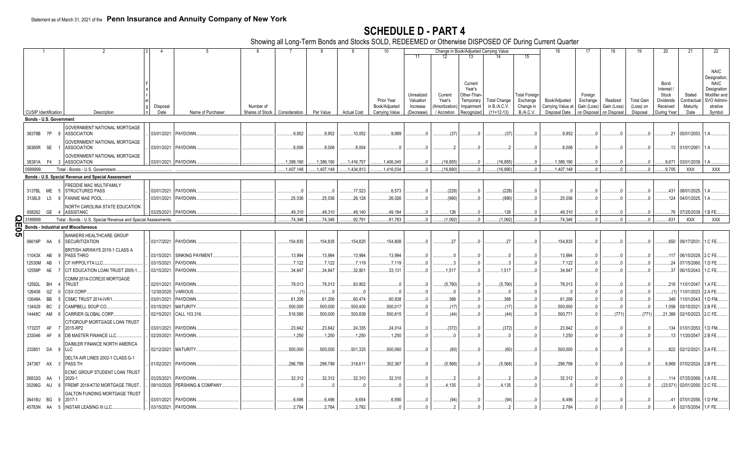Statement as of March 31, 2021 of the **Penn Insurance and Annuity Company of New York**

# SCHEDULE D - PART 4

Showing all Long-Term Bonds and Stocks SOLD, REDEEMED or Otherwise DISPOSED OF During Current Quarter

| 1 | 2 | 3 | 4 | 5 | 6 | 7 | 8 | 9 | 10 | 11 | 12 | 13 | 14 | 15 | 16 | 17 | 18 | 19 | 20 | 21 | 22 |
|---|---|---|---|---|---|---|---|---|---|---|---|---|---|---|---|---|---|---|---|---|---|
| | | | | | | | | | | Change in Book/Adjusted Carrying Value | | | | | | | | | | | |
| CUSIP Identification | Description | Foreign | Disposal Date | Name of Purchaser | Number of Shares of Stock | Consideration | Par Value | Actual Cost | Prior Year Book/Adjusted Carrying Value | Unrealized Valuation Increase (Decrease) | Current Year's (Amortization) / Accretion | Current Year's Other-Than-Temporary Impairment Recognized | Total Change in B./A.C.V. (11+12-13) | Total Foreign Exchange Change in B./A.C.V. | Book/Adjusted Carrying Value at Disposal Date | Foreign Exchange Gain (Loss) on Disposal | Realized Gain (Loss) on Disposal | Total Gain (Loss) on Disposal | Bond Interest / Stock Dividends Received During Year | Stated Contractual Maturity Date | NAIC Designation, NAIC Designation Modifier and SVO Administrative Symbol |
| **Bonds - U.S. Government** | | | | | | | | | | | | | | | | | | | | | |
| 38378B 7P 8 | GOVERNMENT NATIONAL MORTGAGE ASSOCIATION | | 03/01/2021 | PAYDOWN | | 9,952 | 9,952 | 10,052 | 9,989 | 0 | (37) | 0 | (37) | 0 | 9,952 | 0 | 0 | 0 | 21 | 05/01/2053 | 1.A |
| 38380R SE 1 | GOVERNMENT NATIONAL MORTGAGE ASSOCIATION | | 03/01/2021 | PAYDOWN | | 8,006 | 8,006 | 8,004 | 0 | 0 | 2 | 0 | 2 | 0 | 8,006 | 0 | 0 | 0 | 13 | 01/01/2061 | 1.A |
| 38381A F4 3 | GOVERNMENT NATIONAL MORTGAGE ASSOCIATION | | 03/01/2021 | PAYDOWN | | 1,389,190 | 1,389,190 | 1,416,757 | 1,406,045 | 0 | (16,855) | 0 | (16,855) | 0 | 1,389,190 | 0 | 0 | 0 | 9,671 | 03/01/2039 | 1.A |
| 0599999. | Total - Bonds - U.S. Government | | | | | 1,407,148 | 1,407,148 | 1,434,813 | 1,416,034 | 0 | (16,890) | 0 | (16,890) | 0 | 1,407,148 | 0 | 0 | 0 | 9,705 | XXX | XXX |
| **Bonds - U.S. Special Revenue and Special Assessment** | | | | | | | | | | | | | | | | | | | | | |
| 3137BL ME 5 | FREDDIE MAC MULTIFAMILY STRUCTURED PASS | | 03/01/2021 | PAYDOWN | | 0 | 0 | 17,523 | 6,573 | 0 | (228) | 0 | (228) | 0 | 0 | 0 | 0 | 0 | 431 | 08/01/2025 | 1.A |
| 3138L9 L5 9 | FANNIE MAE POOL | | 03/01/2021 | PAYDOWN | | 25,036 | 25,036 | 26,128 | 26,026 | 0 | (990) | 0 | (990) | 0 | 25,036 | 0 | 0 | 0 | 124 | 04/01/2025 | 1.A |
| 658262 GE 4 | NORTH CAROLINA STATE EDUCATION ASSISTANC | | 03/25/2021 | PAYDOWN | | 49,310 | 49,310 | 49,140 | 49,184 | 0 | 126 | 0 | 126 | 0 | 49,310 | 0 | 0 | 0 | 76 | 07/25/2039 | 1.B FE |
| 3199999. | Total - Bonds - U.S. Special Revenue and Special Assessments | | | | | 74,346 | 74,346 | 92,791 | 81,783 | 0 | (1,092) | 0 | (1,092) | 0 | 74,346 | 0 | 0 | 0 | 631 | XXX | XXX |
| **Bonds - Industrial and Miscellaneous** | | | | | | | | | | | | | | | | | | | | | |
| 06616P AA 5 | BANKERS HEALTHCARE GROUP SECURITIZATION | | 03/17/2021 | PAYDOWN | | 154,835 | 154,835 | 154,825 | 154,808 | 0 | 27 | 0 | 27 | 0 | 154,835 | 0 | 0 | 0 | 650 | 09/17/2031 | 1.C FE |
| 11043X AB 9 | BRITISH AIRWAYS 2019-1 CLASS A PASS THRO | | 03/15/2021 | SINKING PAYMENT | | 13,994 | 13,994 | 13,994 | 13,994 | 0 | 0 | 0 | 0 | 0 | 13,994 | 0 | 0 | 0 | 117 | 06/15/2029 | 2.C FE |
| 12530M AB 1 | CF HIPPOLYTA LLC | | 03/15/2021 | PAYDOWN | | 7,122 | 7,122 | 7,119 | 7,119 | 0 | 3 | 0 | 3 | 0 | 7,122 | 0 | 0 | 0 | 24 | 07/15/2060 | 1.D FE |
| 12556P AE 7 | CIT EDUCATION LOAN TRUST 2005-1 | | 03/15/2021 | PAYDOWN | | 34,647 | 34,647 | 32,801 | 33,131 | 0 | 1,517 | 0 | 1,517 | 0 | 34,647 | 0 | 0 | 0 | 37 | 06/15/2043 | 1.C FE |
| 12592L BH 4 | COMM 2014-CCRE20 MORTGAGE TRUST | | 02/01/2021 | PAYDOWN | | 78,013 | 78,013 | 83,802 | 0 | 0 | (5,790) | 0 | (5,790) | 0 | 78,013 | 0 | 0 | 0 | 216 | 11/01/2047 | 1.A FE |
| 126408 GZ 0 | CSX CORP | | 12/30/2020 | VARIOUS | | (1) | 0 | 0 | 0 | 0 | 0 | 0 | 0 | 0 | 0 | 0 | 0 | 0 | (1) | 11/01/2023 | 2.A FE |
| 12648A BB 5 | CSMC TRUST 2014-IVR1 | | 03/01/2021 | PAYDOWN | | 61,206 | 61,206 | 60,474 | 60,838 | 0 | 368 | 0 | 368 | 0 | 61,206 | 0 | 0 | 0 | 349 | 11/01/2043 | 1.D FM |
| 134429 BC 2 | CAMPBELL SOUP CO | | 03/15/2021 | MATURITY | | 500,000 | 500,000 | 500,400 | 500,017 | 0 | (17) | 0 | (17) | 0 | 500,000 | 0 | 0 | 0 | 1,058 | 03/15/2021 | 2.B FE |
| 14448C AM 6 | CARRIER GLOBAL CORP | | 02/15/2021 | CALL 103.316 | | 516,580 | 500,000 | 500,839 | 500,815 | 0 | (44) | 0 | (44) | 0 | 500,771 | 0 | (771) | (771) | 21,388 | 02/15/2023 | 2.C FE |
| 17323T AF 7 | CITIGROUP MORTGAGE LOAN TRUST 2015-RP2 | | 03/01/2021 | PAYDOWN | | 23,642 | 23,642 | 24,335 | 24,014 | 0 | (372) | 0 | (372) | 0 | 23,642 | 0 | 0 | 0 | 134 | 01/01/2053 | 1.D FM |
| 233046 AF 8 | DB MASTER FINANCE LLC | | 02/20/2021 | PAYDOWN | | 1,250 | 1,250 | 1,250 | 1,250 | 0 | 0 | 0 | 0 | 0 | 1,250 | 0 | 0 | 0 | 13 | 11/20/2047 | 2.B FE |
| 233851 DA 9 | DAIMLER FINANCE NORTH AMERICA LLC | | 02/12/2021 | MATURITY | | 500,000 | 500,000 | 501,325 | 500,060 | 0 | (60) | 0 | (60) | 0 | 500,000 | 0 | 0 | 0 | 822 | 02/12/2021 | 2.A FE |
| 247367 AX 3 | DELTA AIR LINES 2002-1 CLASS G-1 PASS TH | | 01/02/2021 | PAYDOWN | | 296,799 | 296,799 | 318,611 | 302,367 | 0 | (5,568) | 0 | (5,568) | 0 | 296,799 | 0 | 0 | 0 | 9,969 | 07/02/2024 | 2.B FE |
| 26832G AA 1 | ECMC GROUP STUDENT LOAN TRUST 2020-1 | | 03/25/2021 | PAYDOWN | | 32,312 | 32,312 | 32,310 | 32,310 | 0 | 2 | 0 | 2 | 0 | 32,312 | 0 | 0 | 0 | 114 | 07/25/2069 | 1.A FE |
| 30296G AU 8 | FREMF 2018-K730 MORTGAGE TRUST | | 09/10/2020 | PERSHING & COMPANY | | 0 | 0 | 0 | 0 | 0 | 4,135 | 0 | 4,135 | 0 | 0 | 0 | 0 | 0 | (23,571) | 02/01/2050 | 2.C FE |
| 36416U BG 9 | GALTON FUNDING MORTGAGE TRUST 2017-1 | | 03/01/2021 | PAYDOWN | | 6,496 | 6,496 | 6,654 | 6,590 | 0 | (94) | 0 | (94) | 0 | 6,496 | 0 | 0 | 0 | 41 | 07/01/2056 | 1.D FM |
| 45783N AA 5 | INSTAR LEASING III LLC | | 03/15/2021 | PAYDOWN | | 2,784 | 2,784 | 2,782 | 0 | 0 | 2 | 0 | 2 | 0 | 2,784 | 0 | 0 | 0 | 6 | 02/15/2054 | 1.F FE |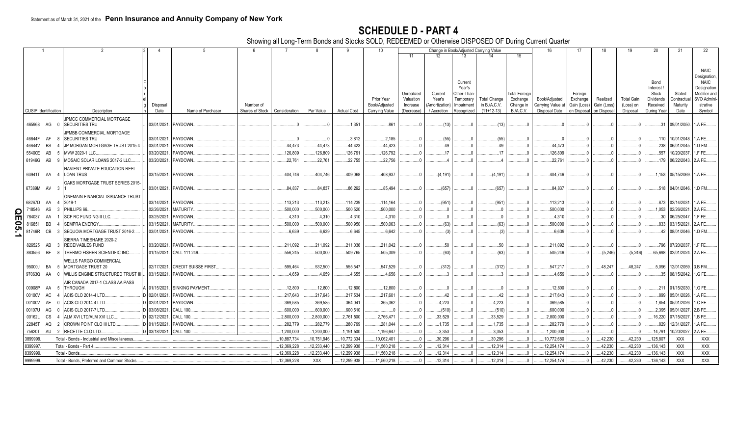Statement as of March 31, 2021 of the **Penn Insurance and Annuity Company of New York**

# SCHEDULE D - PART 4

Showing all Long-Term Bonds and Stocks SOLD, REDEEMED or Otherwise DISPOSED OF During Current Quarter

| 1 | 2 | 3 | 4 | 5 | 6 | 7 | 8 | 9 | 10 | Change in Book/Adjusted Carrying Value 11 | 12 | 13 | 14 | 15 | 16 | 17 | 18 | 19 | 20 | 21 | 22 |
|---|---|---|---|---|---|---|---|---|---|---|---|---|---|---|---|---|---|---|---|---|---|
| CUSIP Identification | Description | Foreign | Disposal Date | Name of Purchaser | Number of Shares of Stock | Consideration | Par Value | Actual Cost | Prior Year Book/Adjusted Carrying Value | Unrealized Valuation Increase (Decrease) | Current Year's (Amortization) / Accretion | Current Year's Other-Than-Temporary Impairment Recognized | Total Change in B./A.C.V. (11+12-13) | Total Foreign Exchange Change in B./A.C.V. | Book/Adjusted Carrying Value at Disposal Date | Foreign Exchange Gain (Loss) on Disposal | Realized Gain (Loss) on Disposal | Total Gain (Loss) on Disposal | Bond Interest / Stock Dividends Received During Year | Stated Contractual Maturity Date | NAIC Designation, NAIC Designation Modifier and SVO Administrative Symbol |
| 465968 AG 0 | JPMCC COMMERCIAL MORTGAGE SECURITIES TRU | | 03/01/2021 | PAYDOWN | | 0 | 0 | 1,351 | 861 | 0 | (13) | 0 | (13) | 0 | 0 | 0 | 0 | 0 | 31 | 09/01/2050 | 1.A FE |
| 46644F AF 8 | JPMBB COMMERCIAL MORTGAGE SECURITIES TRU | | 03/01/2021 | PAYDOWN | | 0 | 0 | 3,812 | 2,185 | 0 | (55) | 0 | (55) | 0 | 0 | 0 | 0 | 0 | 110 | 10/01/2048 | 1.A FE |
| 46644V BS 4 | JP MORGAN MORTGAGE TRUST 2015-4 | | 03/01/2021 | PAYDOWN | | 44,473 | 44,473 | 44,423 | 44,423 | 0 | 49 | 0 | 49 | 0 | 44,473 | 0 | 0 | 0 | 238 | 06/01/2045 | 1.D FM |
| 55400E AB 5 | MVW 2020-1 LLC | | 03/20/2021 | PAYDOWN | | 126,809 | 126,809 | 126,791 | 126,792 | 0 | 17 | 0 | 17 | 0 | 126,809 | 0 | 0 | 0 | 557 | 10/20/2037 | 1.F FE |
| 61946G AB 9 | MOSAIC SOLAR LOANS 2017-2 LLC | | 03/20/2021 | PAYDOWN | | 22,761 | 22,761 | 22,755 | 22,756 | 0 | 4 | 0 | 4 | 0 | 22,761 | 0 | 0 | 0 | 179 | 06/22/2043 | 2.A FE |
| 63941T AA 4 | NAVIENT PRIVATE EDUCATION REFI LOAN TRUS | | 03/15/2021 | PAYDOWN | | 404,746 | 404,746 | 409,068 | 408,937 | 0 | (4,191) | 0 | (4,191) | 0 | 404,746 | 0 | 0 | 0 | 1,153 | 05/15/2069 | 1.A FE |
| 67389M AV 3 | OAKS MORTGAGE TRUST SERIES 2015-1 | | 03/01/2021 | PAYDOWN | | 84,837 | 84,837 | 86,262 | 85,494 | 0 | (657) | 0 | (657) | 0 | 84,837 | 0 | 0 | 0 | 518 | 04/01/2046 | 1.D FM |
| 68267D AA 4 | ONEMAIN FINANCIAL ISSUANCE TRUST 2019-1 | | 03/14/2021 | PAYDOWN | | 113,213 | 113,213 | 114,239 | 114,164 | 0 | (951) | 0 | (951) | 0 | 113,213 | 0 | 0 | 0 | 873 | 02/14/2031 | 1.A FE |
| 718546 AS 3 | PHILLIPS 66 | | 02/26/2021 | MATURITY | | 500,000 | 500,000 | 500,520 | 500,000 | 0 | 0 | 0 | 0 | 0 | 500,000 | 0 | 0 | 0 | 1,053 | 02/26/2021 | 2.A FE |
| 784037 AA 1 | SCF RC FUNDING II LLC | | 03/25/2021 | PAYDOWN | | 4,310 | 4,310 | 4,310 | 4,310 | 0 | 0 | 0 | 0 | 0 | 4,310 | 0 | 0 | 0 | 30 | 06/25/2047 | 1.F FE |
| 816851 BB 4 | SEMPRA ENERGY | | 03/15/2021 | MATURITY | | 500,000 | 500,000 | 500,950 | 500,063 | 0 | (63) | 0 | (63) | 0 | 500,000 | 0 | 0 | 0 | 833 | 03/15/2021 | 2.A FE |
| 81746R CB 3 | SEQUOIA MORTGAGE TRUST 2016-2 | | 03/01/2021 | PAYDOWN | | 6,639 | 6,639 | 6,645 | 6,642 | 0 | (3) | 0 | (3) | 0 | 6,639 | 0 | 0 | 0 | 42 | 08/01/2046 | 1.D FM |
| 826525 AB 3 | SIERRA TIMESHARE 2020-2 RECEIVABLES FUND | | 03/20/2021 | PAYDOWN | | 211,092 | 211,092 | 211,036 | 211,042 | 0 | 50 | 0 | 50 | 0 | 211,092 | 0 | 0 | 0 | 796 | 07/20/2037 | 1.F FE |
| 883556 BF 8 | THERMO FISHER SCIENTIFIC INC | | 01/15/2021 | CALL 111.249 | | 556,245 | 500,000 | 509,765 | 505,309 | 0 | (63) | 0 | (63) | 0 | 505,246 | 0 | (5,246) | (5,246) | 65,698 | 02/01/2024 | 2.A FE |
| 95000J BA 5 | WELLS FARGO COMMERCIAL MORTGAGE TRUST 20 | | 02/17/2021 | CREDIT SUISSE FIRST | | 595,464 | 532,500 | 555,547 | 547,529 | 0 | (312) | 0 | (312) | 0 | 547,217 | 0 | 48,247 | 48,247 | 5,096 | 12/01/2059 | 3.B FM |
| 97063Q AA 0 | WILLIS ENGINE STRUCTURED TRUST III | | 03/15/2021 | PAYDOWN | | 4,659 | 4,659 | 4,655 | 4,656 | 0 | 3 | 0 | 3 | 0 | 4,659 | 0 | 0 | 0 | 35 | 08/15/2042 | 1.G FE |
| 00908P AA 5 | AIR CANADA 2017-1 CLASS AA PASS THROUGH | A | 01/15/2021 | SINKING PAYMENT | | 12,800 | 12,800 | 12,800 | 12,800 | 0 | 0 | 0 | 0 | 0 | 12,800 | 0 | 0 | 0 | 211 | 01/15/2030 | 1.G FE |
| 00100V AC 4 | ACIS CLO 2014-4 LTD | D | 02/01/2021 | PAYDOWN | | 217,643 | 217,643 | 217,534 | 217,601 | 0 | 42 | 0 | 42 | 0 | 217,643 | 0 | 0 | 0 | 899 | 05/01/2026 | 1.A FE |
| 00100V AE 0 | ACIS CLO 2014-4 LTD | D | 02/01/2021 | PAYDOWN | | 369,585 | 369,585 | 364,041 | 365,362 | 0 | 4,223 | 0 | 4,223 | 0 | 369,585 | 0 | 0 | 0 | 1,854 | 05/01/2026 | 1.C FE |
| 00107U AG 0 | ACIS CLO 2017-7 LTD | D | 03/08/2021 | CALL 100 | | 600,000 | 600,000 | 600,510 | 0 | 0 | (510) | 0 | (510) | 0 | 600,000 | 0 | 0 | 0 | 2,395 | 05/01/2027 | 2.B FE |
| 00162L CS 4 | ALM XVI LTD/ALM XVI LLC | D | 02/12/2021 | CALL 100 | | 2,800,000 | 2,800,000 | 2,761,500 | 2,766,471 | 0 | 33,529 | 0 | 33,529 | 0 | 2,800,000 | 0 | 0 | 0 | 16,220 | 07/15/2027 | 1.B FE |
| 22845T AQ 2 | CROWN POINT CLO III LTD | D | 01/15/2021 | PAYDOWN | | 282,779 | 282,779 | 280,799 | 281,044 | 0 | 1,735 | 0 | 1,735 | 0 | 282,779 | 0 | 0 | 0 | 829 | 12/31/2027 | 1.A FE |
| 75620T AU 2 | RECETTE CLO LTD | D | 03/18/2021 | CALL 100 | | 1,200,000 | 1,200,000 | 1,191,500 | 1,196,647 | 0 | 3,353 | 0 | 3,353 | 0 | 1,200,000 | 0 | 0 | 0 | 14,791 | 10/20/2027 | 2.A FE |
| 3899999 | Total - Bonds - Industrial and Miscellaneous | | | | | 10,887,734 | 10,751,946 | 10,772,334 | 10,062,401 | 0 | 30,296 | 0 | 30,296 | 0 | 10,772,680 | 0 | 42,230 | 42,230 | 125,807 | XXX | XXX |
| 8399997 | Total - Bonds - Part 4 | | | | | 12,369,228 | 12,233,440 | 12,299,938 | 11,560,218 | 0 | 12,314 | 0 | 12,314 | 0 | 12,254,174 | 0 | 42,230 | 42,230 | 136,143 | XXX | XXX |
| 8399999 | Total - Bonds | | | | | 12,369,228 | 12,233,440 | 12,299,938 | 11,560,218 | 0 | 12,314 | 0 | 12,314 | 0 | 12,254,174 | 0 | 42,230 | 42,230 | 136,143 | XXX | XXX |
| 9999999 | Total - Bonds, Preferred and Common Stocks | | | | | 12,369,228 | XXX | 12,299,938 | 11,560,218 | 0 | 12,314 | 0 | 12,314 | 0 | 12,254,174 | 0 | 42,230 | 42,230 | 136,143 | XXX | XXX |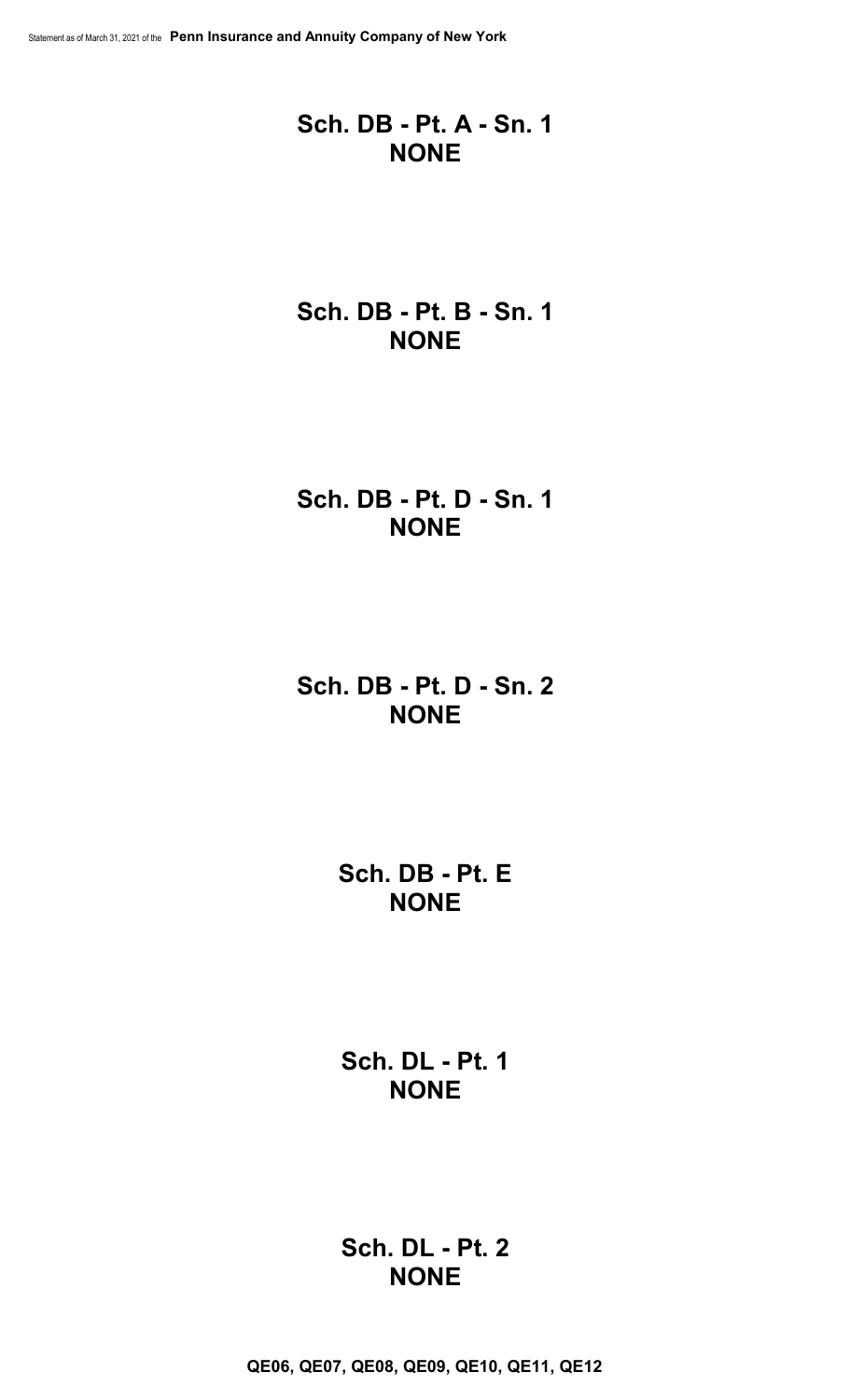## Sch. DB - Pt. A - Sn. 1
## NONE

## Sch. DB - Pt. B - Sn. 1
## NONE

## Sch. DB - Pt. D - Sn. 1
## NONE

## Sch. DB - Pt. D - Sn. 2
## NONE

## Sch. DB - Pt. E
## NONE

## Sch. DL - Pt. 1
## NONE

## Sch. DL - Pt. 2
## NONE

**QE06, QE07, QE08, QE09, QE10, QE11, QE12**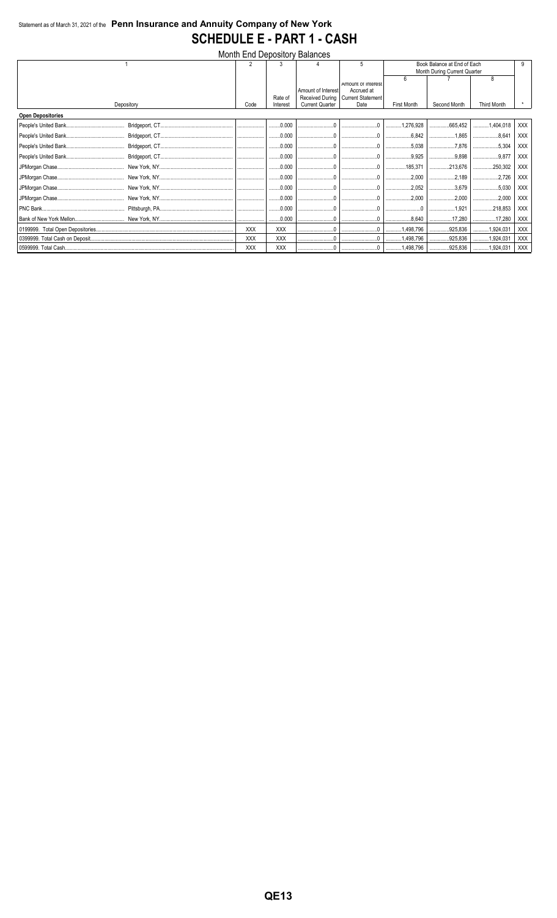Statement as of March 31, 2021 of the **Penn Insurance and Annuity Company of New York**

# SCHEDULE E - PART 1 - CASH

## Month End Depository Balances

| 1 | | 2 | 3 | 4 | 5 | Book Balance at End of Each Month During Current Quarter | | | 9 |
|---|---|---|---|---|---|---|---|---|---|
| | | | | | | 6 | 7 | 8 | |
| Depository | | Code | Rate of Interest | Amount of Interest Received During Current Quarter | Amount of Interest Accrued at Current Statement Date | First Month | Second Month | Third Month | * |
| **Open Depositories** | | | | | | | | | |
| People's United Bank | Bridgeport, CT | | 0.000 | 0 | 0 | 1,276,928 | 665,452 | 1,404,018 | XXX |
| People's United Bank | Bridgeport, CT | | 0.000 | 0 | 0 | 6,842 | 1,865 | 8,641 | XXX |
| People's United Bank | Bridgeport, CT | | 0.000 | 0 | 0 | 5,038 | 7,876 | 5,304 | XXX |
| People's United Bank | Bridgeport, CT | | 0.000 | 0 | 0 | 9,925 | 9,898 | 9,877 | XXX |
| JPMorgan Chase | New York, NY | | 0.000 | 0 | 0 | 185,371 | 213,676 | 250,302 | XXX |
| JPMorgan Chase | New York, NY | | 0.000 | 0 | 0 | 2,000 | 2,189 | 2,726 | XXX |
| JPMorgan Chase | New York, NY | | 0.000 | 0 | 0 | 2,052 | 3,679 | 5,030 | XXX |
| JPMorgan Chase | New York, NY | | 0.000 | 0 | 0 | 2,000 | 2,000 | 2,000 | XXX |
| PNC Bank | Pittsburgh, PA | | 0.000 | 0 | 0 | 0 | 1,921 | 218,853 | XXX |
| Bank of New York Mellon | New York, NY | | 0.000 | 0 | 0 | 8,640 | 17,280 | 17,280 | XXX |
| 0199999. Total Open Depositories | | XXX | XXX | 0 | 0 | 1,498,796 | 925,836 | 1,924,031 | XXX |
| 0399999. Total Cash on Deposit | | XXX | XXX | 0 | 0 | 1,498,796 | 925,836 | 1,924,031 | XXX |
| 0599999. Total Cash | | XXX | XXX | 0 | 0 | 1,498,796 | 925,836 | 1,924,031 | XXX |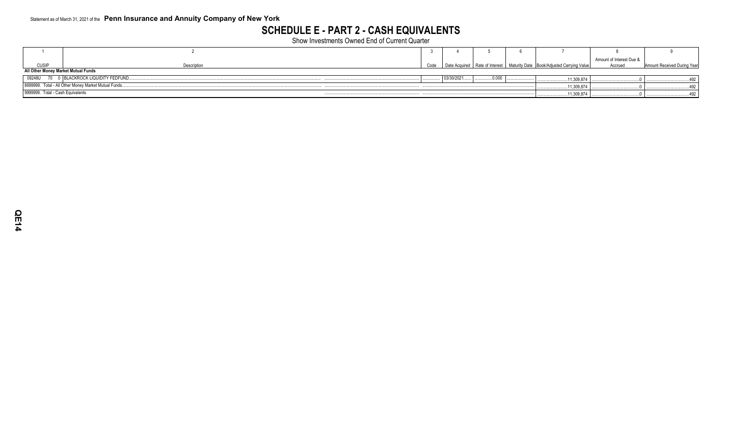Statement as of March 31, 2021 of the **Penn Insurance and Annuity Company of New York**

# SCHEDULE E - PART 2 - CASH EQUIVALENTS

Show Investments Owned End of Current Quarter

| 1 | 2 | 3 | 4 | 5 | 6 | 7 | 8 | 9 |
|---|---|---|---|---|---|---|---|---|
| CUSIP | Description | Code | Date Acquired | Rate of Interest | Maturity Date | Book/Adjusted Carrying Value | Amount of Interest Due & Accrued | Amount Received During Year |
| **All Other Money Market Mutual Funds** | | | | | | | | |
| 09248U 70 0 | BLACKROCK LIQUIDITY FEDFUND | | 03/30/2021 | 0.000 | | 11,309,874 | 0 | 492 |
| 8699999. Total - All Other Money Market Mutual Funds | | | | | | 11,309,874 | 0 | 492 |
| 9999999. Total - Cash Equivalents | | | | | | 11,309,874 | 0 | 492 |

QE14